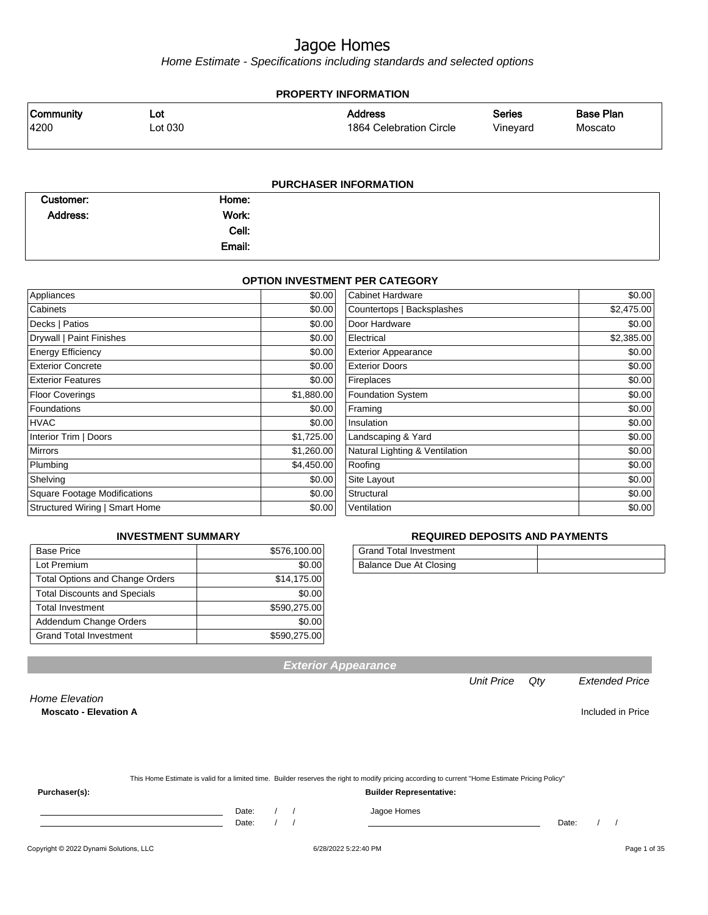# Jagoe Homes

*Home Estimate - Specifications including standards and selected options*

## PROPERTY INFORMATION

| Community | Lot | Address | Series | Base Plan |
|---|---|---|---|---|
| 4200 | Lot 030 | 1864 Celebration Circle | Vineyard | Moscato |

## PURCHASER INFORMATION

| | | | |
|---|---|---|---|
| **Customer:** | | **Home:** | |
| **Address:** | | **Work:** | |
| | | **Cell:** | |
| | | **Email:** | |

## OPTION INVESTMENT PER CATEGORY

| Category | Amount | Category | Amount |
|---|---|---|---|
| Appliances | $0.00 | Cabinet Hardware | $0.00 |
| Cabinets | $0.00 | Countertops \| Backsplashes | $2,475.00 |
| Decks \| Patios | $0.00 | Door Hardware | $0.00 |
| Drywall \| Paint Finishes | $0.00 | Electrical | $2,385.00 |
| Energy Efficiency | $0.00 | Exterior Appearance | $0.00 |
| Exterior Concrete | $0.00 | Exterior Doors | $0.00 |
| Exterior Features | $0.00 | Fireplaces | $0.00 |
| Floor Coverings | $1,880.00 | Foundation System | $0.00 |
| Foundations | $0.00 | Framing | $0.00 |
| HVAC | $0.00 | Insulation | $0.00 |
| Interior Trim \| Doors | $1,725.00 | Landscaping & Yard | $0.00 |
| Mirrors | $1,260.00 | Natural Lighting & Ventilation | $0.00 |
| Plumbing | $4,450.00 | Roofing | $0.00 |
| Shelving | $0.00 | Site Layout | $0.00 |
| Square Footage Modifications | $0.00 | Structural | $0.00 |
| Structured Wiring \| Smart Home | $0.00 | Ventilation | $0.00 |

## INVESTMENT SUMMARY

| Item | Amount |
|---|---|
| Base Price | $576,100.00 |
| Lot Premium | $0.00 |
| Total Options and Change Orders | $14,175.00 |
| Total Discounts and Specials | $0.00 |
| Total Investment | $590,275.00 |
| Addendum Change Orders | $0.00 |
| Grand Total Investment | $590,275.00 |

## REQUIRED DEPOSITS AND PAYMENTS

| Item | Amount |
|---|---|
| Grand Total Investment | |
| Balance Due At Closing | |

## Exterior Appearance

| | Unit Price | Qty | Extended Price |
|---|---|---|---|
| *Home Elevation* | | | |
| **Moscato - Elevation A** | | | Included in Price |

This Home Estimate is valid for a limited time. Builder reserves the right to modify pricing according to current "Home Estimate Pricing Policy"

**Purchaser(s):**

______________________________ Date: / /

______________________________ Date: / /

**Builder Representative:**

Jagoe Homes

______________________________ Date: / /

Copyright © 2022 Dynami Solutions, LLC    6/28/2022 5:22:40 PM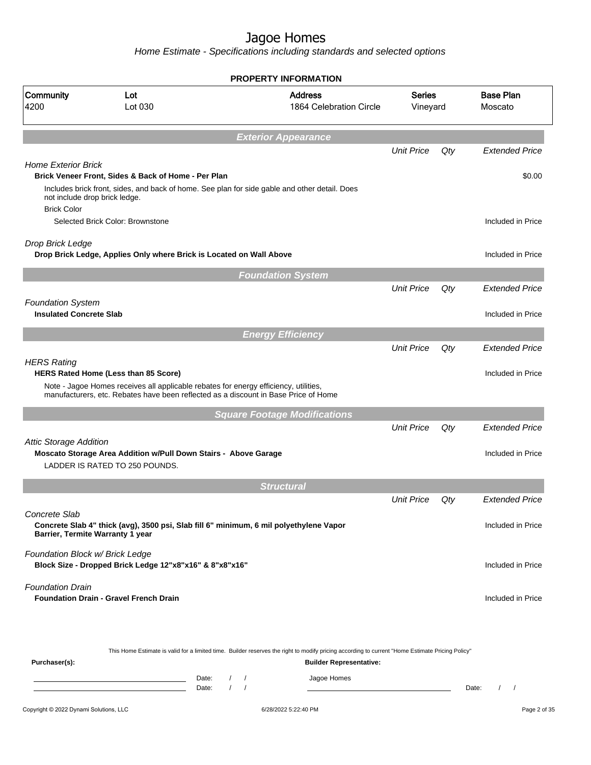# Jagoe Homes

*Home Estimate - Specifications including standards and selected options*

## PROPERTY INFORMATION

| Community | Lot | Address | Series | Base Plan |
|---|---|---|---|---|
| 4200 | Lot 030 | 1864 Celebration Circle | Vineyard | Moscato |

## *Exterior Appearance*

| | Unit Price | Qty | Extended Price |
|---|---|---|---|
| *Home Exterior Brick* | | | |
| **Brick Veneer Front, Sides & Back of Home - Per Plan** | | | $0.00 |
| Includes brick front, sides, and back of home. See plan for side gable and other detail. Does not include drop brick ledge. | | | |
| Brick Color | | | |
| Selected Brick Color: Brownstone | | | Included in Price |
| *Drop Brick Ledge* | | | |
| **Drop Brick Ledge, Applies Only where Brick is Located on Wall Above** | | | Included in Price |

## *Foundation System*

| | Unit Price | Qty | Extended Price |
|---|---|---|---|
| *Foundation System* | | | |
| **Insulated Concrete Slab** | | | Included in Price |

## *Energy Efficiency*

| | Unit Price | Qty | Extended Price |
|---|---|---|---|
| *HERS Rating* | | | |
| **HERS Rated Home (Less than 85 Score)** | | | Included in Price |
| Note - Jagoe Homes receives all applicable rebates for energy efficiency, utilities, manufacturers, etc. Rebates have been reflected as a discount in Base Price of Home | | | |

## *Square Footage Modifications*

| | Unit Price | Qty | Extended Price |
|---|---|---|---|
| *Attic Storage Addition* | | | |
| **Moscato Storage Area Addition w/Pull Down Stairs - Above Garage** | | | Included in Price |
| LADDER IS RATED TO 250 POUNDS. | | | |

## *Structural*

| | Unit Price | Qty | Extended Price |
|---|---|---|---|
| *Concrete Slab* | | | |
| **Concrete Slab 4" thick (avg), 3500 psi, Slab fill 6" minimum, 6 mil polyethylene Vapor Barrier, Termite Warranty 1 year** | | | Included in Price |
| *Foundation Block w/ Brick Ledge* | | | |
| **Block Size - Dropped Brick Ledge 12"x8"x16" & 8"x8"x16"** | | | Included in Price |
| *Foundation Drain* | | | |
| **Foundation Drain - Gravel French Drain** | | | Included in Price |

This Home Estimate is valid for a limited time. Builder reserves the right to modify pricing according to current "Home Estimate Pricing Policy"

**Purchaser(s):**

Date: / /

Date: / /

**Builder Representative:**

Jagoe Homes

Date: / /

Copyright © 2022 Dynami Solutions, LLC 6/28/2022 5:22:40 PM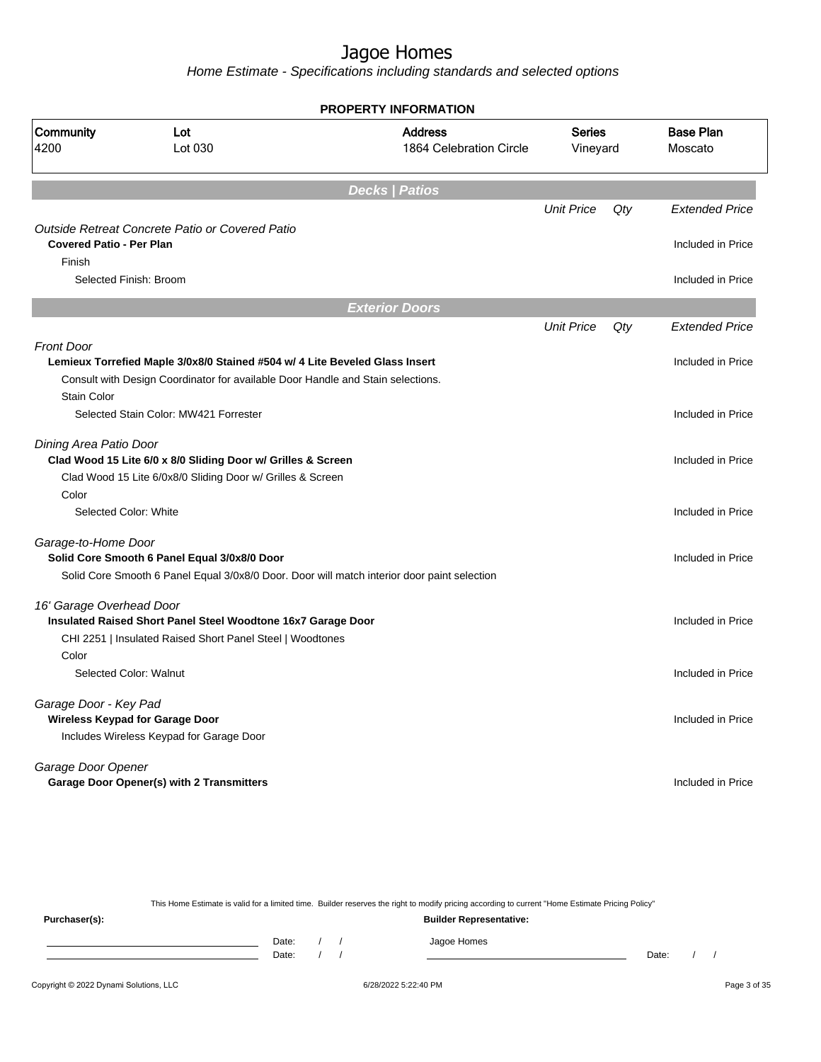# Jagoe Homes

*Home Estimate - Specifications including standards and selected options*

## PROPERTY INFORMATION

| Community | Lot | Address | Series | Base Plan |
|---|---|---|---|---|
| 4200 | Lot 030 | 1864 Celebration Circle | Vineyard | Moscato |

## Decks | Patios

| | Unit Price | Qty | Extended Price |
|---|---|---|---|
| *Outside Retreat Concrete Patio or Covered Patio* | | | |
| **Covered Patio - Per Plan** | | | Included in Price |
| Finish | | | |
| Selected Finish: Broom | | | Included in Price |

## Exterior Doors

| | Unit Price | Qty | Extended Price |
|---|---|---|---|
| *Front Door* | | | |
| **Lemieux Torrefied Maple 3/0x8/0 Stained #504 w/ 4 Lite Beveled Glass Insert** | | | Included in Price |
| Consult with Design Coordinator for available Door Handle and Stain selections. | | | |
| Stain Color | | | |
| Selected Stain Color: MW421 Forrester | | | Included in Price |
| *Dining Area Patio Door* | | | |
| **Clad Wood 15 Lite 6/0 x 8/0 Sliding Door w/ Grilles & Screen** | | | Included in Price |
| Clad Wood 15 Lite 6/0x8/0 Sliding Door w/ Grilles & Screen | | | |
| Color | | | |
| Selected Color: White | | | Included in Price |
| *Garage-to-Home Door* | | | |
| **Solid Core Smooth 6 Panel Equal 3/0x8/0 Door** | | | Included in Price |
| Solid Core Smooth 6 Panel Equal 3/0x8/0 Door. Door will match interior door paint selection | | | |
| *16' Garage Overhead Door* | | | |
| **Insulated Raised Short Panel Steel Woodtone 16x7 Garage Door** | | | Included in Price |
| CHI 2251 \| Insulated Raised Short Panel Steel \| Woodtones | | | |
| Color | | | |
| Selected Color: Walnut | | | Included in Price |
| *Garage Door - Key Pad* | | | |
| **Wireless Keypad for Garage Door** | | | Included in Price |
| Includes Wireless Keypad for Garage Door | | | |
| *Garage Door Opener* | | | |
| **Garage Door Opener(s) with 2 Transmitters** | | | Included in Price |

This Home Estimate is valid for a limited time. Builder reserves the right to modify pricing according to current "Home Estimate Pricing Policy"

**Purchaser(s):** Date: / / Date: / /

**Builder Representative:** Jagoe Homes Date: / /

Copyright © 2022 Dynami Solutions, LLC 6/28/2022 5:22:40 PM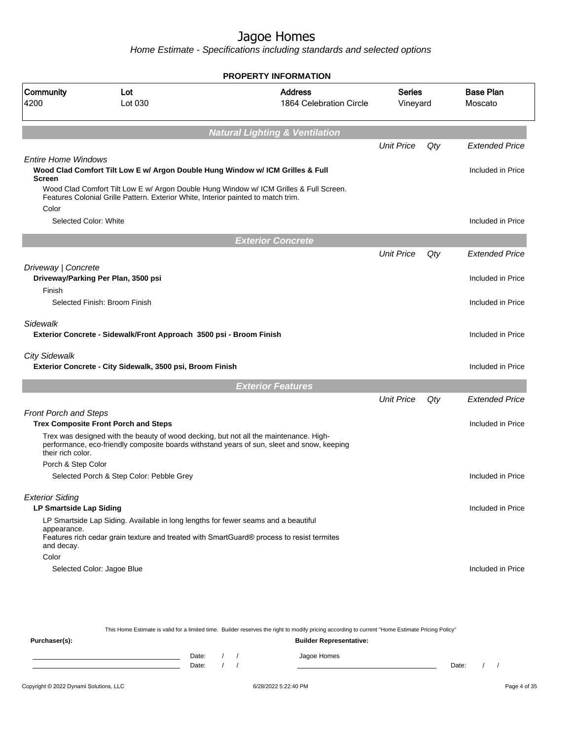# Jagoe Homes

*Home Estimate - Specifications including standards and selected options*

**PROPERTY INFORMATION**

| Community | Lot | Address | Series | Base Plan |
|---|---|---|---|---|
| 4200 | Lot 030 | 1864 Celebration Circle | Vineyard | Moscato |

## Natural Lighting & Ventilation

| | Unit Price | Qty | Extended Price |
|---|---|---|---|
| *Entire Home Windows* | | | |
| **Wood Clad Comfort Tilt Low E w/ Argon Double Hung Window w/ ICM Grilles & Full Screen** | | | Included in Price |
| Wood Clad Comfort Tilt Low E w/ Argon Double Hung Window w/ ICM Grilles & Full Screen. Features Colonial Grille Pattern. Exterior White, Interior painted to match trim. | | | |
| Color | | | |
| Selected Color: White | | | Included in Price |

## Exterior Concrete

| | Unit Price | Qty | Extended Price |
|---|---|---|---|
| *Driveway \| Concrete* | | | |
| **Driveway/Parking Per Plan, 3500 psi** | | | Included in Price |
| Finish | | | |
| Selected Finish: Broom Finish | | | Included in Price |
| *Sidewalk* | | | |
| **Exterior Concrete - Sidewalk/Front Approach 3500 psi - Broom Finish** | | | Included in Price |
| *City Sidewalk* | | | |
| **Exterior Concrete - City Sidewalk, 3500 psi, Broom Finish** | | | Included in Price |

## Exterior Features

| | Unit Price | Qty | Extended Price |
|---|---|---|---|
| *Front Porch and Steps* | | | |
| **Trex Composite Front Porch and Steps** | | | Included in Price |
| Trex was designed with the beauty of wood decking, but not all the maintenance. High-performance, eco-friendly composite boards withstand years of sun, sleet and snow, keeping their rich color. | | | |
| Porch & Step Color | | | |
| Selected Porch & Step Color: Pebble Grey | | | Included in Price |
| *Exterior Siding* | | | |
| **LP Smartside Lap Siding** | | | Included in Price |
| LP Smartside Lap Siding. Available in long lengths for fewer seams and a beautiful appearance. Features rich cedar grain texture and treated with SmartGuard® process to resist termites and decay. | | | |
| Color | | | |
| Selected Color: Jagoe Blue | | | Included in Price |

This Home Estimate is valid for a limited time. Builder reserves the right to modify pricing according to current "Home Estimate Pricing Policy"

**Purchaser(s):**

Date: / /

Date: / /

**Builder Representative:**

Jagoe Homes

Date: / /

Copyright © 2022 Dynami Solutions, LLC — 6/28/2022 5:22:40 PM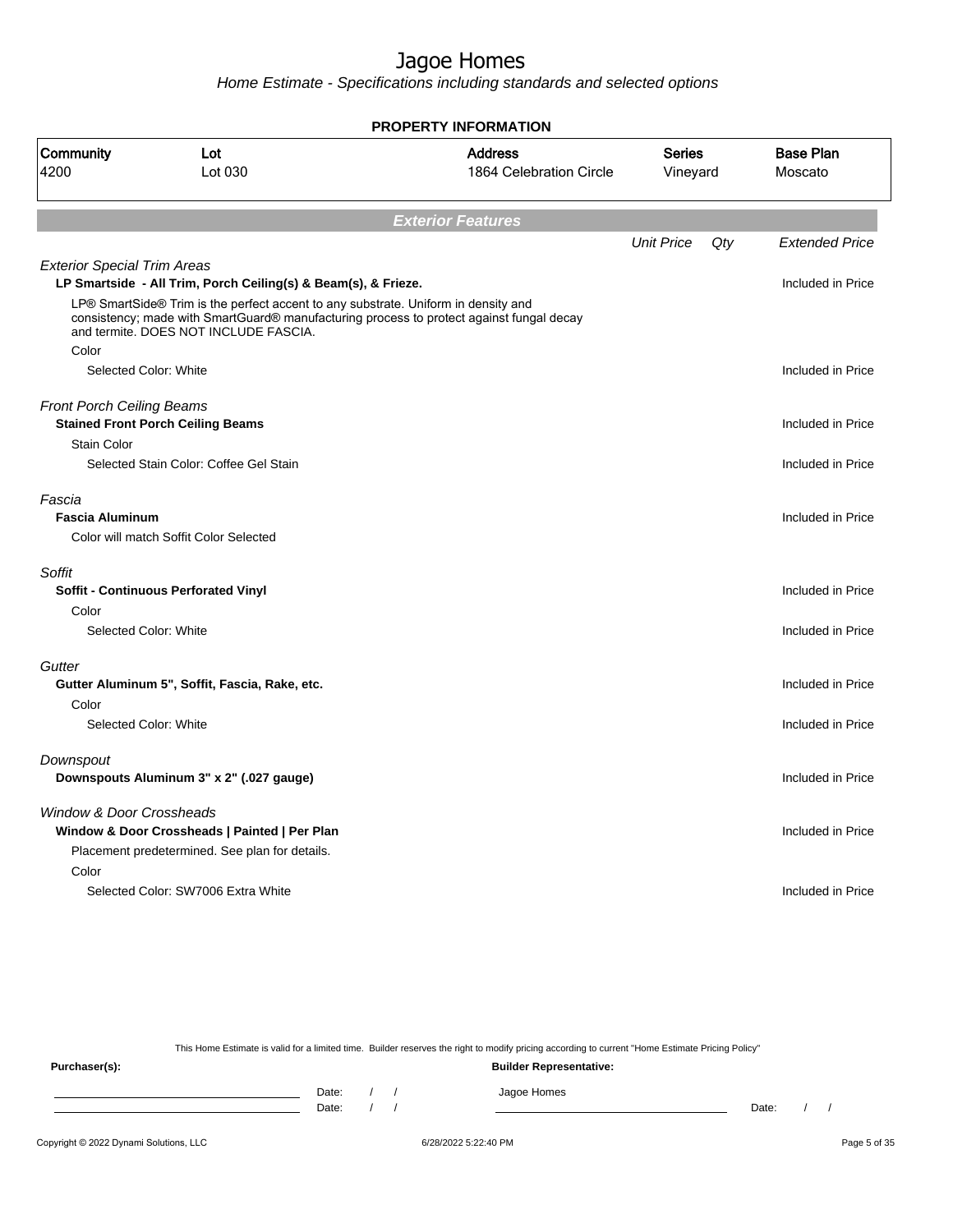# Jagoe Homes

*Home Estimate - Specifications including standards and selected options*

## PROPERTY INFORMATION

| Community | Lot | Address | Series | Base Plan |
|---|---|---|---|---|
| 4200 | Lot 030 | 1864 Celebration Circle | Vineyard | Moscato |

## *Exterior Features*

| | Unit Price | Qty | Extended Price |
|---|---|---|---|
| *Exterior Special Trim Areas* | | | |
| **LP Smartside - All Trim, Porch Ceiling(s) & Beam(s), & Frieze.** | | | Included in Price |
| LP® SmartSide® Trim is the perfect accent to any substrate. Uniform in density and consistency; made with SmartGuard® manufacturing process to protect against fungal decay and termite. DOES NOT INCLUDE FASCIA. | | | |
| Color | | | |
| Selected Color: White | | | Included in Price |
| *Front Porch Ceiling Beams* | | | |
| **Stained Front Porch Ceiling Beams** | | | Included in Price |
| Stain Color | | | |
| Selected Stain Color: Coffee Gel Stain | | | Included in Price |
| *Fascia* | | | |
| **Fascia Aluminum** | | | Included in Price |
| Color will match Soffit Color Selected | | | |
| *Soffit* | | | |
| **Soffit - Continuous Perforated Vinyl** | | | Included in Price |
| Color | | | |
| Selected Color: White | | | Included in Price |
| *Gutter* | | | |
| **Gutter Aluminum 5", Soffit, Fascia, Rake, etc.** | | | Included in Price |
| Color | | | |
| Selected Color: White | | | Included in Price |
| *Downspout* | | | |
| **Downspouts Aluminum 3" x 2" (.027 gauge)** | | | Included in Price |
| *Window & Door Crossheads* | | | |
| **Window & Door Crossheads \| Painted \| Per Plan** | | | Included in Price |
| Placement predetermined. See plan for details. | | | |
| Color | | | |
| Selected Color: SW7006 Extra White | | | Included in Price |

This Home Estimate is valid for a limited time. Builder reserves the right to modify pricing according to current "Home Estimate Pricing Policy"

**Purchaser(s):** Date: / / Date: / /

**Builder Representative:** Jagoe Homes Date: / /

Copyright © 2022 Dynami Solutions, LLC — 6/28/2022 5:22:40 PM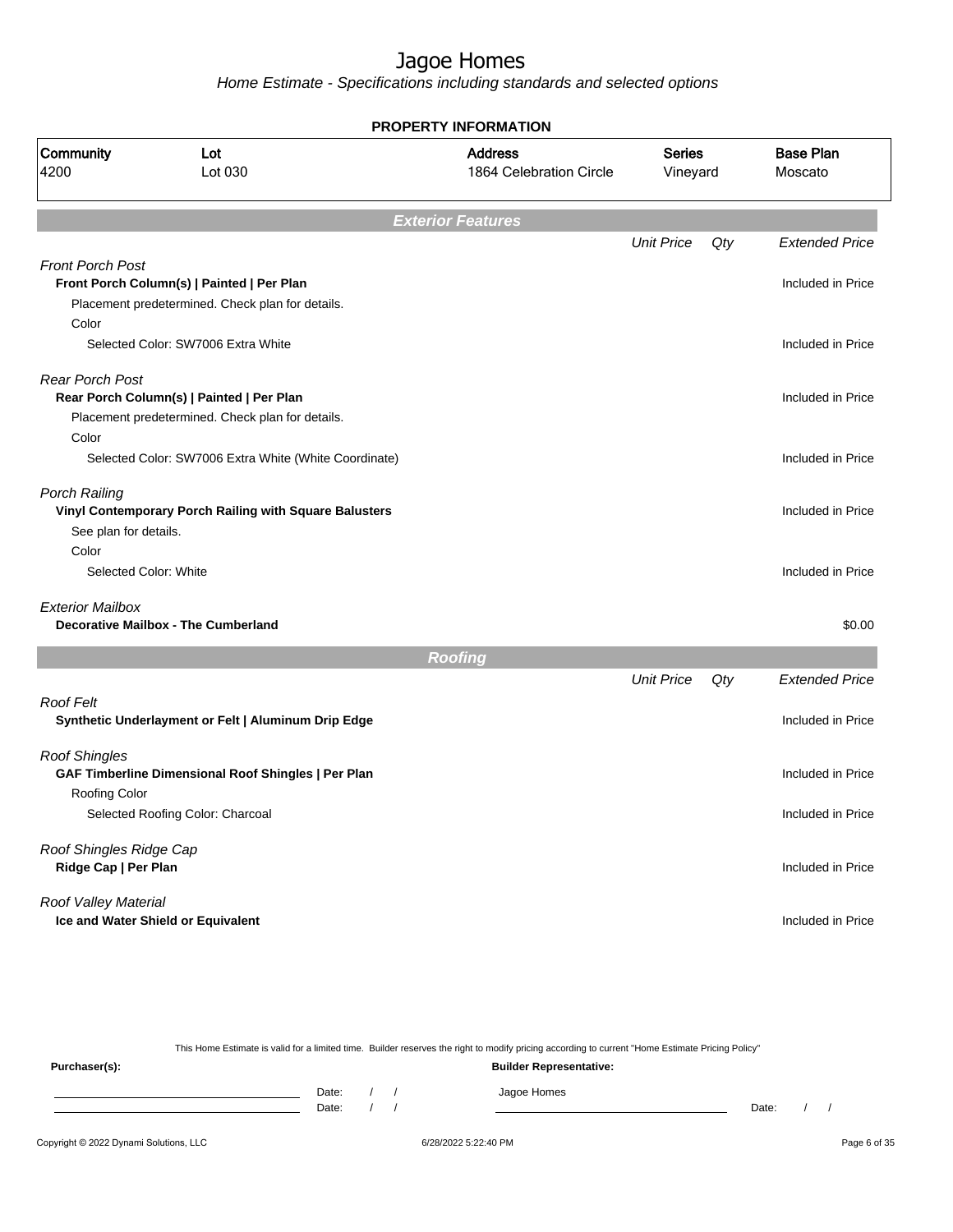# Jagoe Homes

*Home Estimate - Specifications including standards and selected options*

**PROPERTY INFORMATION**

| Community | Lot | Address | Series | Base Plan |
|---|---|---|---|---|
| 4200 | Lot 030 | 1864 Celebration Circle | Vineyard | Moscato |

## *Exterior Features*

| | Unit Price | Qty | Extended Price |
|---|---|---|---|
| *Front Porch Post* | | | |
| **Front Porch Column(s) \| Painted \| Per Plan** | | | Included in Price |
| Placement predetermined. Check plan for details. | | | |
| Color | | | |
| Selected Color: SW7006 Extra White | | | Included in Price |
| *Rear Porch Post* | | | |
| **Rear Porch Column(s) \| Painted \| Per Plan** | | | Included in Price |
| Placement predetermined. Check plan for details. | | | |
| Color | | | |
| Selected Color: SW7006 Extra White (White Coordinate) | | | Included in Price |
| *Porch Railing* | | | |
| **Vinyl Contemporary Porch Railing with Square Balusters** | | | Included in Price |
| See plan for details. | | | |
| Color | | | |
| Selected Color: White | | | Included in Price |
| *Exterior Mailbox* | | | |
| **Decorative Mailbox - The Cumberland** | | | $0.00 |

## *Roofing*

| | Unit Price | Qty | Extended Price |
|---|---|---|---|
| *Roof Felt* | | | |
| **Synthetic Underlayment or Felt \| Aluminum Drip Edge** | | | Included in Price |
| *Roof Shingles* | | | |
| **GAF Timberline Dimensional Roof Shingles \| Per Plan** | | | Included in Price |
| Roofing Color | | | |
| Selected Roofing Color: Charcoal | | | Included in Price |
| *Roof Shingles Ridge Cap* | | | |
| **Ridge Cap \| Per Plan** | | | Included in Price |
| *Roof Valley Material* | | | |
| **Ice and Water Shield or Equivalent** | | | Included in Price |

This Home Estimate is valid for a limited time. Builder reserves the right to modify pricing according to current "Home Estimate Pricing Policy"

**Purchaser(s):** Date: / / Date: / /

**Builder Representative:** Jagoe Homes Date: / /

Copyright © 2022 Dynami Solutions, LLC 6/28/2022 5:22:40 PM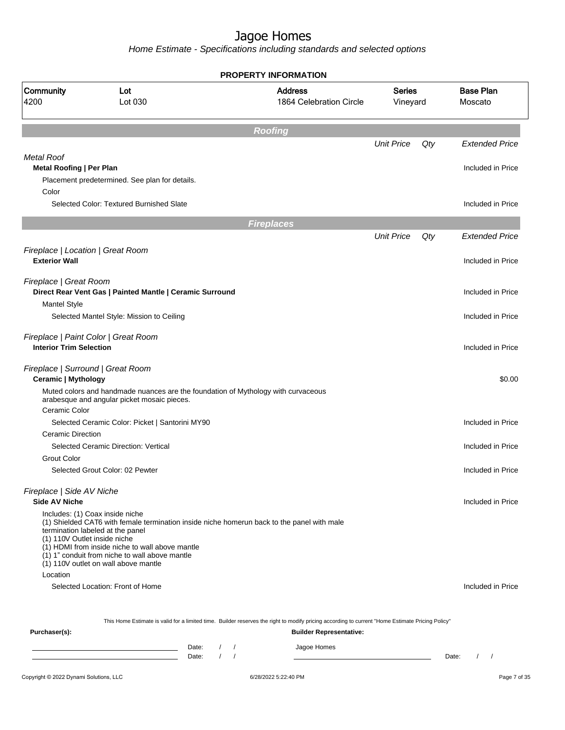# Jagoe Homes

*Home Estimate - Specifications including standards and selected options*

**PROPERTY INFORMATION**

| Community | Lot | Address | Series | Base Plan |
|---|---|---|---|---|
| 4200 | Lot 030 | 1864 Celebration Circle | Vineyard | Moscato |

## Roofing

| | Unit Price | Qty | Extended Price |
|---|---|---|---|
| *Metal Roof* | | | |
| **Metal Roofing \| Per Plan** | | | Included in Price |
| Placement predetermined. See plan for details. | | | |
| Color | | | |
| Selected Color: Textured Burnished Slate | | | Included in Price |

## Fireplaces

| | Unit Price | Qty | Extended Price |
|---|---|---|---|
| *Fireplace \| Location \| Great Room* | | | |
| **Exterior Wall** | | | Included in Price |
| *Fireplace \| Great Room* | | | |
| **Direct Rear Vent Gas \| Painted Mantle \| Ceramic Surround** | | | Included in Price |
| Mantel Style | | | |
| Selected Mantel Style: Mission to Ceiling | | | Included in Price |
| *Fireplace \| Paint Color \| Great Room* | | | |
| **Interior Trim Selection** | | | Included in Price |
| *Fireplace \| Surround \| Great Room* | | | |
| **Ceramic \| Mythology** | | | $0.00 |
| Muted colors and handmade nuances are the foundation of Mythology with curvaceous arabesque and angular picket mosaic pieces. | | | |
| Ceramic Color | | | |
| Selected Ceramic Color: Picket \| Santorini MY90 | | | Included in Price |
| Ceramic Direction | | | |
| Selected Ceramic Direction: Vertical | | | Included in Price |
| Grout Color | | | |
| Selected Grout Color: 02 Pewter | | | Included in Price |
| *Fireplace \| Side AV Niche* | | | |
| **Side AV Niche** | | | Included in Price |
| Includes: (1) Coax inside niche<br>(1) Shielded CAT6 with female termination inside niche homerun back to the panel with male termination labeled at the panel<br>(1) 110V Outlet inside niche<br>(1) HDMI from inside niche to wall above mantle<br>(1) 1" conduit from niche to wall above mantle<br>(1) 110V outlet on wall above mantle | | | |
| Location | | | |
| Selected Location: Front of Home | | | Included in Price |

This Home Estimate is valid for a limited time. Builder reserves the right to modify pricing according to current "Home Estimate Pricing Policy"

**Purchaser(s):**

Date: / /

Date: / /

**Builder Representative:**

Jagoe Homes

Date: / /

Copyright © 2022 Dynami Solutions, LLC — 6/28/2022 5:22:40 PM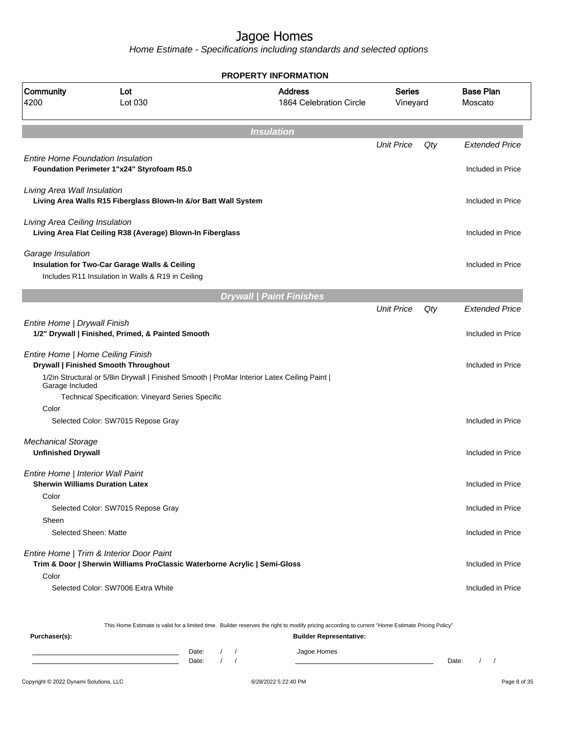# Jagoe Homes

*Home Estimate - Specifications including standards and selected options*

**PROPERTY INFORMATION**

| Community | Lot | Address | Series | Base Plan |
|---|---|---|---|---|
| 4200 | Lot 030 | 1864 Celebration Circle | Vineyard | Moscato |

## Insulation

| | Unit Price | Qty | Extended Price |
|---|---|---|---|
| *Entire Home Foundation Insulation* | | | |
| **Foundation Perimeter 1"x24" Styrofoam R5.0** | | | Included in Price |
| *Living Area Wall Insulation* | | | |
| **Living Area Walls R15 Fiberglass Blown-In &/or Batt Wall System** | | | Included in Price |
| *Living Area Ceiling Insulation* | | | |
| **Living Area Flat Ceiling R38 (Average) Blown-In Fiberglass** | | | Included in Price |
| *Garage Insulation* | | | |
| **Insulation for Two-Car Garage Walls & Ceiling** | | | Included in Price |
| Includes R11 Insulation in Walls & R19 in Ceiling | | | |

## Drywall | Paint Finishes

| | Unit Price | Qty | Extended Price |
|---|---|---|---|
| *Entire Home \| Drywall Finish* | | | |
| **1/2" Drywall \| Finished, Primed, & Painted Smooth** | | | Included in Price |
| *Entire Home \| Home Ceiling Finish* | | | |
| **Drywall \| Finished Smooth Throughout** | | | Included in Price |
| 1/2in Structural or 5/8in Drywall \| Finished Smooth \| ProMar Interior Latex Ceiling Paint \| Garage Included | | | |
| Technical Specification: Vineyard Series Specific | | | |
| Color | | | |
| Selected Color: SW7015 Repose Gray | | | Included in Price |
| *Mechanical Storage* | | | |
| **Unfinished Drywall** | | | Included in Price |
| *Entire Home \| Interior Wall Paint* | | | |
| **Sherwin Williams Duration Latex** | | | Included in Price |
| Color | | | |
| Selected Color: SW7015 Repose Gray | | | Included in Price |
| Sheen | | | |
| Selected Sheen: Matte | | | Included in Price |
| *Entire Home \| Trim & Interior Door Paint* | | | |
| **Trim & Door \| Sherwin Williams ProClassic Waterborne Acrylic \| Semi-Gloss** | | | Included in Price |
| Color | | | |
| Selected Color: SW7006 Extra White | | | Included in Price |

This Home Estimate is valid for a limited time. Builder reserves the right to modify pricing according to current "Home Estimate Pricing Policy"

**Purchaser(s):**

Date: / /

Date: / /

**Builder Representative:**

Jagoe Homes

Date: / /

Copyright © 2022 Dynami Solutions, LLC — 6/28/2022 5:22:40 PM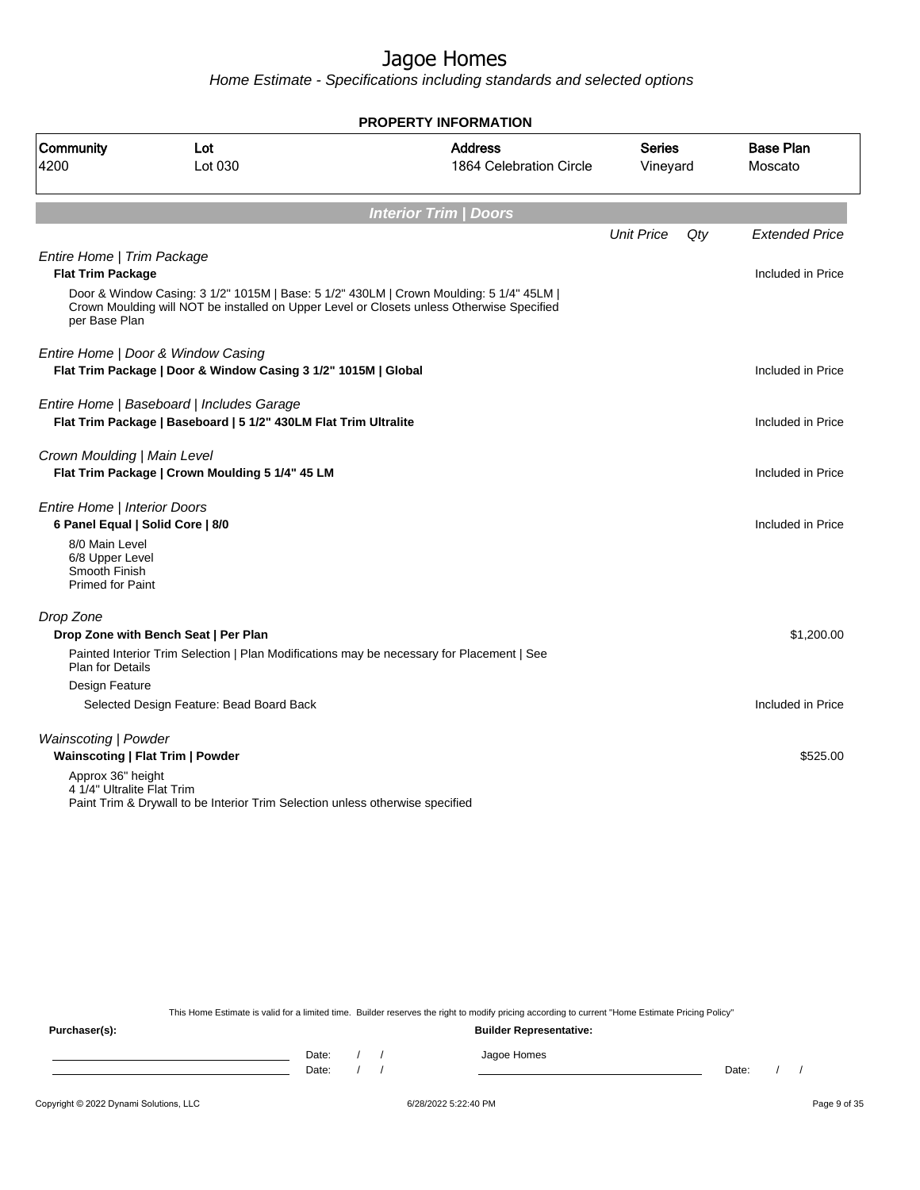# Jagoe Homes

*Home Estimate - Specifications including standards and selected options*

## PROPERTY INFORMATION

| Community | Lot | Address | Series | Base Plan |
|---|---|---|---|---|
| 4200 | Lot 030 | 1864 Celebration Circle | Vineyard | Moscato |

## Interior Trim | Doors

| | Unit Price | Qty | Extended Price |
|---|---|---|---|
| *Entire Home \| Trim Package* | | | |
| **Flat Trim Package** | | | Included in Price |
| Door & Window Casing: 3 1/2" 1015M \| Base: 5 1/2" 430LM \| Crown Moulding: 5 1/4" 45LM \| Crown Moulding will NOT be installed on Upper Level or Closets unless Otherwise Specified per Base Plan | | | |
| *Entire Home \| Door & Window Casing* | | | |
| **Flat Trim Package \| Door & Window Casing 3 1/2" 1015M \| Global** | | | Included in Price |
| *Entire Home \| Baseboard \| Includes Garage* | | | |
| **Flat Trim Package \| Baseboard \| 5 1/2" 430LM Flat Trim Ultralite** | | | Included in Price |
| *Crown Moulding \| Main Level* | | | |
| **Flat Trim Package \| Crown Moulding 5 1/4" 45 LM** | | | Included in Price |
| *Entire Home \| Interior Doors* | | | |
| **6 Panel Equal \| Solid Core \| 8/0** | | | Included in Price |
| 8/0 Main Level<br>6/8 Upper Level<br>Smooth Finish<br>Primed for Paint | | | |
| *Drop Zone* | | | |
| **Drop Zone with Bench Seat \| Per Plan** | | | $1,200.00 |
| Painted Interior Trim Selection \| Plan Modifications may be necessary for Placement \| See Plan for Details | | | |
| Design Feature | | | |
| Selected Design Feature: Bead Board Back | | | Included in Price |
| *Wainscoting \| Powder* | | | |
| **Wainscoting \| Flat Trim \| Powder** | | | $525.00 |
| Approx 36" height<br>4 1/4" Ultralite Flat Trim<br>Paint Trim & Drywall to be Interior Trim Selection unless otherwise specified | | | |

This Home Estimate is valid for a limited time. Builder reserves the right to modify pricing according to current "Home Estimate Pricing Policy"

**Purchaser(s):**

Date: / /

Date: / /

**Builder Representative:**

Jagoe Homes

Date: / /

Copyright © 2022 Dynami Solutions, LLC 6/28/2022 5:22:40 PM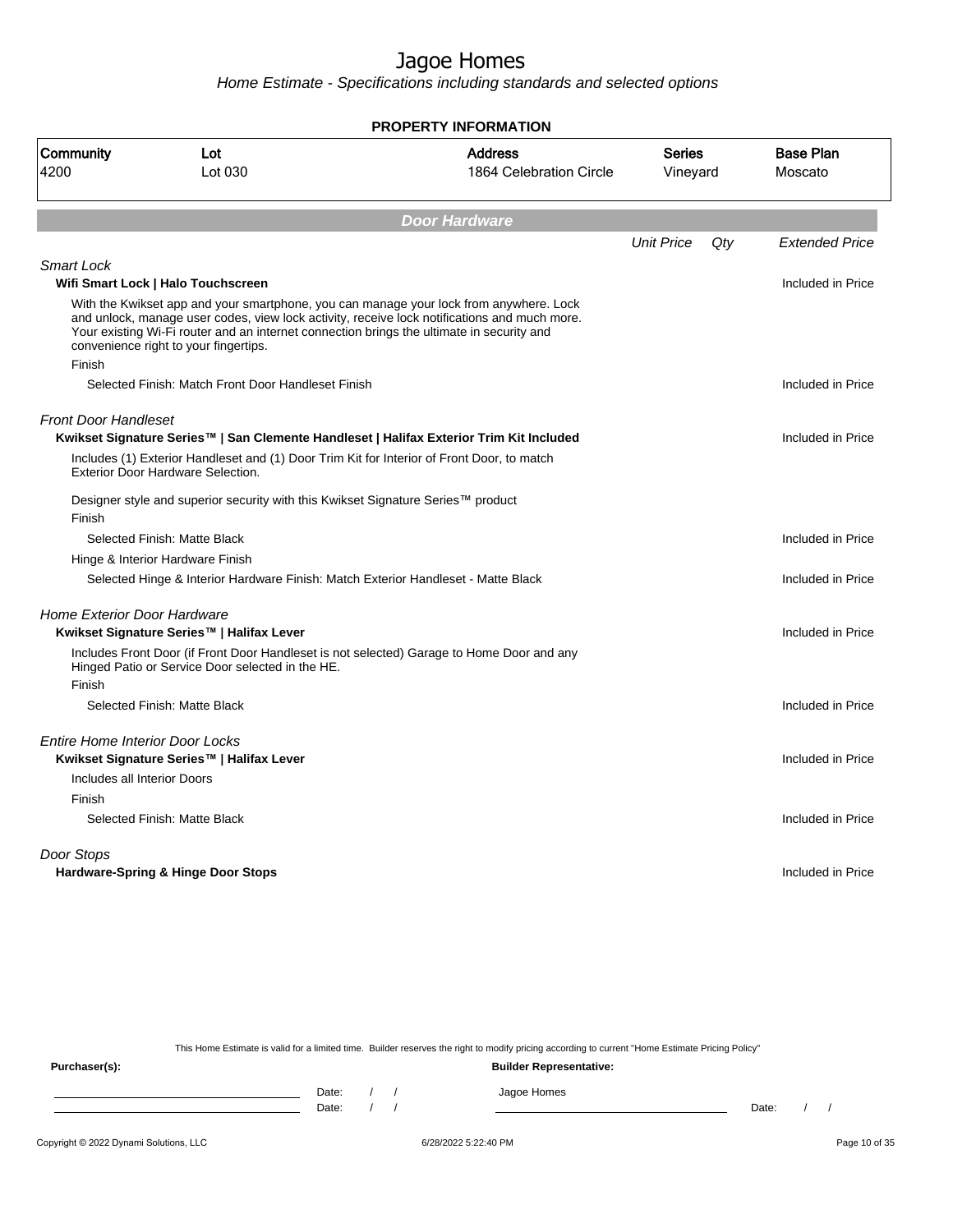# Jagoe Homes

*Home Estimate - Specifications including standards and selected options*

**PROPERTY INFORMATION**

| Community | Lot | Address | Series | Base Plan |
|---|---|---|---|---|
| 4200 | Lot 030 | 1864 Celebration Circle | Vineyard | Moscato |

## Door Hardware

| | Unit Price | Qty | Extended Price |
|---|---|---|---|
| *Smart Lock* | | | |
| **Wifi Smart Lock \| Halo Touchscreen** | | | Included in Price |
| With the Kwikset app and your smartphone, you can manage your lock from anywhere. Lock and unlock, manage user codes, view lock activity, receive lock notifications and much more. Your existing Wi-Fi router and an internet connection brings the ultimate in security and convenience right to your fingertips. | | | |
| Finish | | | |
| Selected Finish: Match Front Door Handleset Finish | | | Included in Price |
| *Front Door Handleset* | | | |
| **Kwikset Signature Series™ \| San Clemente Handleset \| Halifax Exterior Trim Kit Included** | | | Included in Price |
| Includes (1) Exterior Handleset and (1) Door Trim Kit for Interior of Front Door, to match Exterior Door Hardware Selection. | | | |
| Designer style and superior security with this Kwikset Signature Series™ product | | | |
| Finish | | | |
| Selected Finish: Matte Black | | | Included in Price |
| Hinge & Interior Hardware Finish | | | |
| Selected Hinge & Interior Hardware Finish: Match Exterior Handleset - Matte Black | | | Included in Price |
| *Home Exterior Door Hardware* | | | |
| **Kwikset Signature Series™ \| Halifax Lever** | | | Included in Price |
| Includes Front Door (if Front Door Handleset is not selected) Garage to Home Door and any Hinged Patio or Service Door selected in the HE. | | | |
| Finish | | | |
| Selected Finish: Matte Black | | | Included in Price |
| *Entire Home Interior Door Locks* | | | |
| **Kwikset Signature Series™ \| Halifax Lever** | | | Included in Price |
| Includes all Interior Doors | | | |
| Finish | | | |
| Selected Finish: Matte Black | | | Included in Price |
| *Door Stops* | | | |
| **Hardware-Spring & Hinge Door Stops** | | | Included in Price |

This Home Estimate is valid for a limited time. Builder reserves the right to modify pricing according to current "Home Estimate Pricing Policy"

**Purchaser(s):** **Builder Representative:**

Date: / / Jagoe Homes
Date: / / Date: / /

Copyright © 2022 Dynami Solutions, LLC 6/28/2022 5:22:40 PM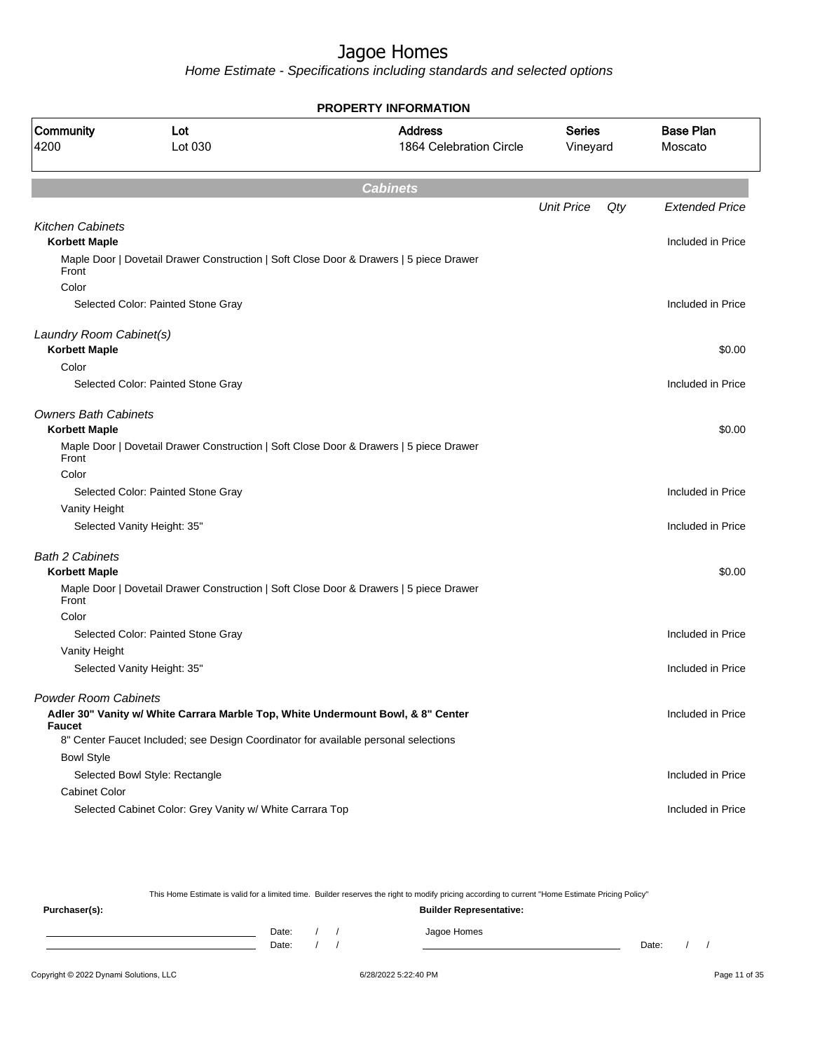# Jagoe Homes

*Home Estimate - Specifications including standards and selected options*

## PROPERTY INFORMATION

| Community | Lot | Address | Series | Base Plan |
|---|---|---|---|---|
| 4200 | Lot 030 | 1864 Celebration Circle | Vineyard | Moscato |

## *Cabinets*

| | Unit Price | Qty | Extended Price |
|---|---|---|---|
| *Kitchen Cabinets* | | | |
| **Korbett Maple** | | | Included in Price |
| Maple Door \| Dovetail Drawer Construction \| Soft Close Door & Drawers \| 5 piece Drawer Front | | | |
| Color | | | |
| Selected Color: Painted Stone Gray | | | Included in Price |
| *Laundry Room Cabinet(s)* | | | |
| **Korbett Maple** | | | $0.00 |
| Color | | | |
| Selected Color: Painted Stone Gray | | | Included in Price |
| *Owners Bath Cabinets* | | | |
| **Korbett Maple** | | | $0.00 |
| Maple Door \| Dovetail Drawer Construction \| Soft Close Door & Drawers \| 5 piece Drawer Front | | | |
| Color | | | |
| Selected Color: Painted Stone Gray | | | Included in Price |
| Vanity Height | | | |
| Selected Vanity Height: 35" | | | Included in Price |
| *Bath 2 Cabinets* | | | |
| **Korbett Maple** | | | $0.00 |
| Maple Door \| Dovetail Drawer Construction \| Soft Close Door & Drawers \| 5 piece Drawer Front | | | |
| Color | | | |
| Selected Color: Painted Stone Gray | | | Included in Price |
| Vanity Height | | | |
| Selected Vanity Height: 35" | | | Included in Price |
| *Powder Room Cabinets* | | | |
| **Adler 30" Vanity w/ White Carrara Marble Top, White Undermount Bowl, & 8" Center Faucet** | | | Included in Price |
| 8" Center Faucet Included; see Design Coordinator for available personal selections | | | |
| Bowl Style | | | |
| Selected Bowl Style: Rectangle | | | Included in Price |
| Cabinet Color | | | |
| Selected Cabinet Color: Grey Vanity w/ White Carrara Top | | | Included in Price |

This Home Estimate is valid for a limited time. Builder reserves the right to modify pricing according to current "Home Estimate Pricing Policy"

**Purchaser(s):**

Date: / /

Date: / /

**Builder Representative:**

Jagoe Homes

Date: / /

Copyright © 2022 Dynami Solutions, LLC

6/28/2022 5:22:40 PM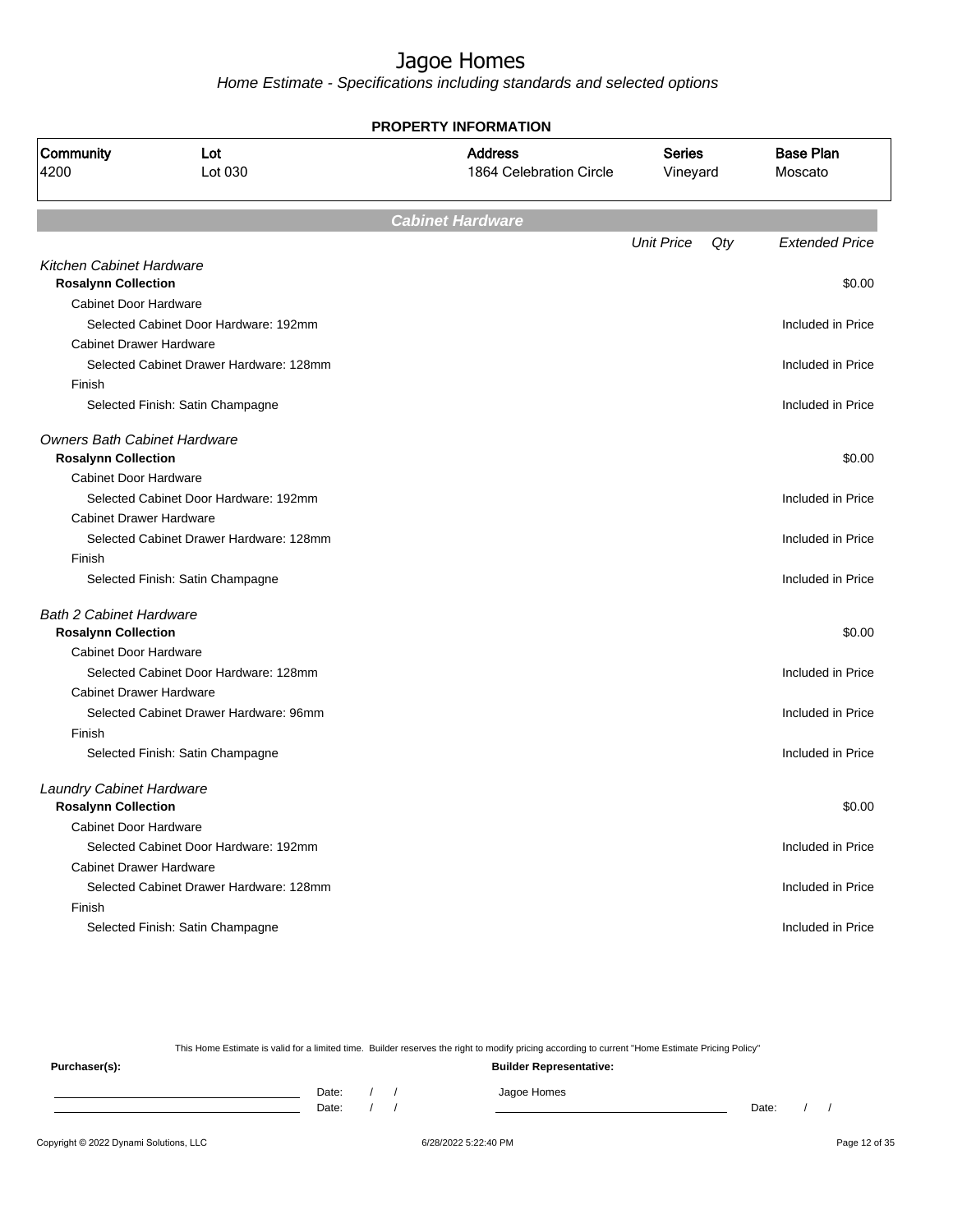# Jagoe Homes

*Home Estimate - Specifications including standards and selected options*

**PROPERTY INFORMATION**

| Community | Lot | Address | Series | Base Plan |
|---|---|---|---|---|
| 4200 | Lot 030 | 1864 Celebration Circle | Vineyard | Moscato |

## Cabinet Hardware

| | Unit Price | Qty | Extended Price |
|---|---|---|---|
| *Kitchen Cabinet Hardware* | | | |
| **Rosalynn Collection** | | | $0.00 |
| Cabinet Door Hardware | | | |
| Selected Cabinet Door Hardware: 192mm | | | Included in Price |
| Cabinet Drawer Hardware | | | |
| Selected Cabinet Drawer Hardware: 128mm | | | Included in Price |
| Finish | | | |
| Selected Finish: Satin Champagne | | | Included in Price |
| *Owners Bath Cabinet Hardware* | | | |
| **Rosalynn Collection** | | | $0.00 |
| Cabinet Door Hardware | | | |
| Selected Cabinet Door Hardware: 192mm | | | Included in Price |
| Cabinet Drawer Hardware | | | |
| Selected Cabinet Drawer Hardware: 128mm | | | Included in Price |
| Finish | | | |
| Selected Finish: Satin Champagne | | | Included in Price |
| *Bath 2 Cabinet Hardware* | | | |
| **Rosalynn Collection** | | | $0.00 |
| Cabinet Door Hardware | | | |
| Selected Cabinet Door Hardware: 128mm | | | Included in Price |
| Cabinet Drawer Hardware | | | |
| Selected Cabinet Drawer Hardware: 96mm | | | Included in Price |
| Finish | | | |
| Selected Finish: Satin Champagne | | | Included in Price |
| *Laundry Cabinet Hardware* | | | |
| **Rosalynn Collection** | | | $0.00 |
| Cabinet Door Hardware | | | |
| Selected Cabinet Door Hardware: 192mm | | | Included in Price |
| Cabinet Drawer Hardware | | | |
| Selected Cabinet Drawer Hardware: 128mm | | | Included in Price |
| Finish | | | |
| Selected Finish: Satin Champagne | | | Included in Price |

This Home Estimate is valid for a limited time. Builder reserves the right to modify pricing according to current "Home Estimate Pricing Policy"

**Purchaser(s):**

Date: / /

Date: / /

**Builder Representative:**

Jagoe Homes

Date: / /

Copyright © 2022 Dynami Solutions, LLC — 6/28/2022 5:22:40 PM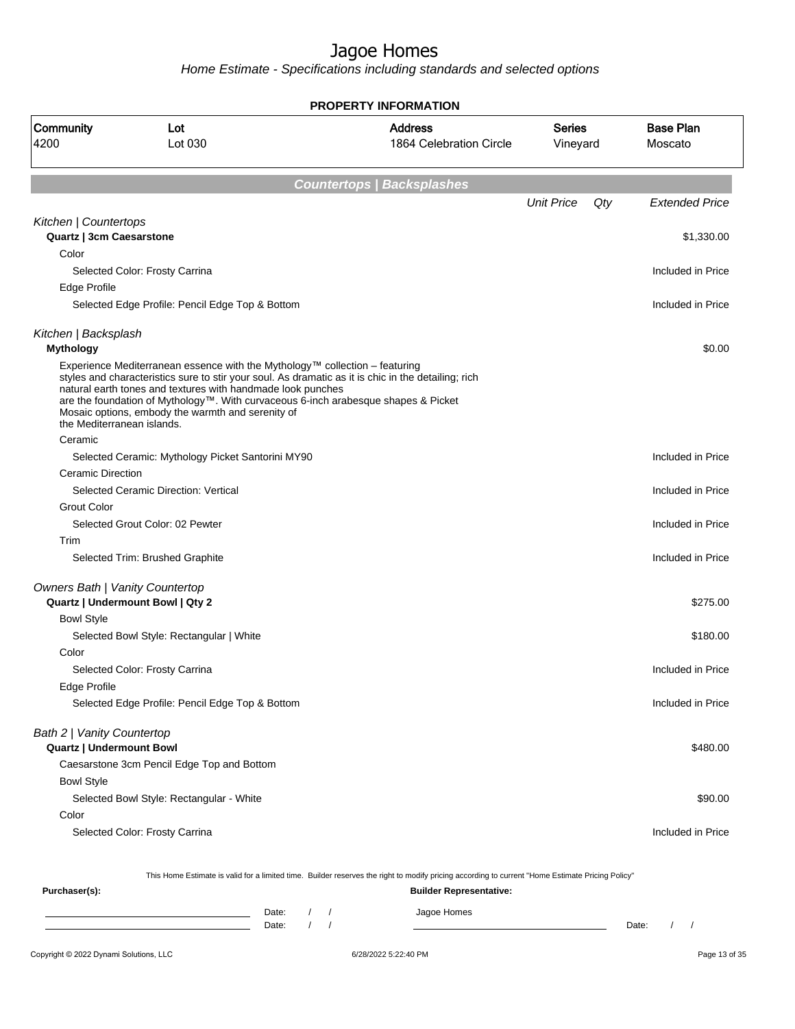# Jagoe Homes

*Home Estimate - Specifications including standards and selected options*

**PROPERTY INFORMATION**

| Community | Lot | Address | Series | Base Plan |
|---|---|---|---|---|
| 4200 | Lot 030 | 1864 Celebration Circle | Vineyard | Moscato |

## Countertops | Backsplashes

| | Unit Price | Qty | Extended Price |
|---|---|---|---|
| *Kitchen \| Countertops* | | | |
| **Quartz \| 3cm Caesarstone** | | | $1,330.00 |
| Color | | | |
| Selected Color: Frosty Carrina | | | Included in Price |
| Edge Profile | | | |
| Selected Edge Profile: Pencil Edge Top & Bottom | | | Included in Price |
| *Kitchen \| Backsplash* | | | |
| **Mythology** | | | $0.00 |
| Experience Mediterranean essence with the Mythology™ collection – featuring styles and characteristics sure to stir your soul. As dramatic as it is chic in the detailing; rich natural earth tones and textures with handmade look punches are the foundation of Mythology™. With curvaceous 6-inch arabesque shapes & Picket Mosaic options, embody the warmth and serenity of the Mediterranean islands. | | | |
| Ceramic | | | |
| Selected Ceramic: Mythology Picket Santorini MY90 | | | Included in Price |
| Ceramic Direction | | | |
| Selected Ceramic Direction: Vertical | | | Included in Price |
| Grout Color | | | |
| Selected Grout Color: 02 Pewter | | | Included in Price |
| Trim | | | |
| Selected Trim: Brushed Graphite | | | Included in Price |
| *Owners Bath \| Vanity Countertop* | | | |
| **Quartz \| Undermount Bowl \| Qty 2** | | | $275.00 |
| Bowl Style | | | |
| Selected Bowl Style: Rectangular \| White | | | $180.00 |
| Color | | | |
| Selected Color: Frosty Carrina | | | Included in Price |
| Edge Profile | | | |
| Selected Edge Profile: Pencil Edge Top & Bottom | | | Included in Price |
| *Bath 2 \| Vanity Countertop* | | | |
| **Quartz \| Undermount Bowl** | | | $480.00 |
| Caesarstone 3cm Pencil Edge Top and Bottom | | | |
| Bowl Style | | | |
| Selected Bowl Style: Rectangular - White | | | $90.00 |
| Color | | | |
| Selected Color: Frosty Carrina | | | Included in Price |

This Home Estimate is valid for a limited time. Builder reserves the right to modify pricing according to current "Home Estimate Pricing Policy"

**Purchaser(s):**

Date: / /

Date: / /

**Builder Representative:**

Jagoe Homes

Date: / /

Copyright © 2022 Dynami Solutions, LLC — 6/28/2022 5:22:40 PM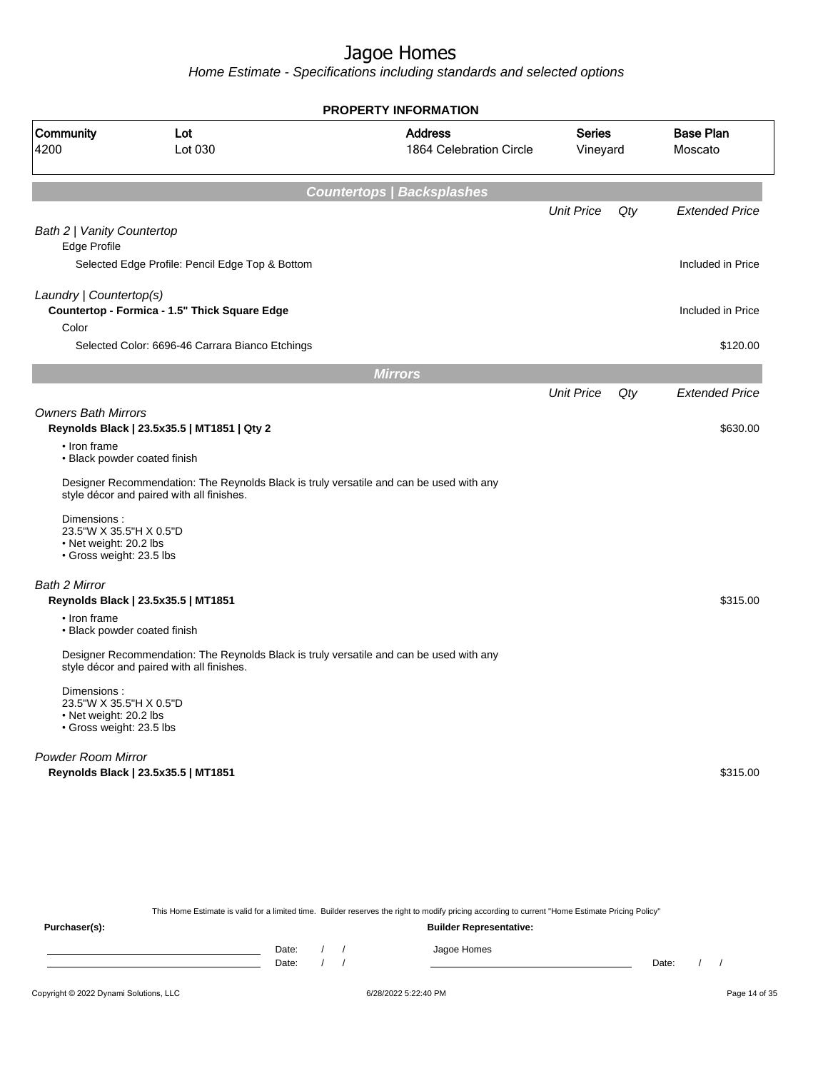# Jagoe Homes

*Home Estimate - Specifications including standards and selected options*

**PROPERTY INFORMATION**

| Community | Lot | Address | Series | Base Plan |
|---|---|---|---|---|
| 4200 | Lot 030 | 1864 Celebration Circle | Vineyard | Moscato |

## Countertops | Backsplashes

| | Unit Price | Qty | Extended Price |
|---|---|---|---|
| *Bath 2 \| Vanity Countertop* | | | |
| Edge Profile | | | |
| Selected Edge Profile: Pencil Edge Top & Bottom | | | Included in Price |
| *Laundry \| Countertop(s)* | | | |
| **Countertop - Formica - 1.5" Thick Square Edge** | | | Included in Price |
| Color | | | |
| Selected Color: 6696-46 Carrara Bianco Etchings | | | $120.00 |

## Mirrors

| | Unit Price | Qty | Extended Price |
|---|---|---|---|
| *Owners Bath Mirrors* | | | |
| **Reynolds Black \| 23.5x35.5 \| MT1851 \| Qty 2** | | | $630.00 |

- Iron frame
- Black powder coated finish

Designer Recommendation: The Reynolds Black is truly versatile and can be used with any style décor and paired with all finishes.

Dimensions :
23.5"W X 35.5"H X 0.5"D
- Net weight: 20.2 lbs
- Gross weight: 23.5 lbs

| | Unit Price | Qty | Extended Price |
|---|---|---|---|
| *Bath 2 Mirror* | | | |
| **Reynolds Black \| 23.5x35.5 \| MT1851** | | | $315.00 |

- Iron frame
- Black powder coated finish

Designer Recommendation: The Reynolds Black is truly versatile and can be used with any style décor and paired with all finishes.

Dimensions :
23.5"W X 35.5"H X 0.5"D
- Net weight: 20.2 lbs
- Gross weight: 23.5 lbs

| | Unit Price | Qty | Extended Price |
|---|---|---|---|
| *Powder Room Mirror* | | | |
| **Reynolds Black \| 23.5x35.5 \| MT1851** | | | $315.00 |

This Home Estimate is valid for a limited time. Builder reserves the right to modify pricing according to current "Home Estimate Pricing Policy"

**Purchaser(s):** Date: / / Date: / /

**Builder Representative:** Jagoe Homes Date: / /

Copyright © 2022 Dynami Solutions, LLC 6/28/2022 5:22:40 PM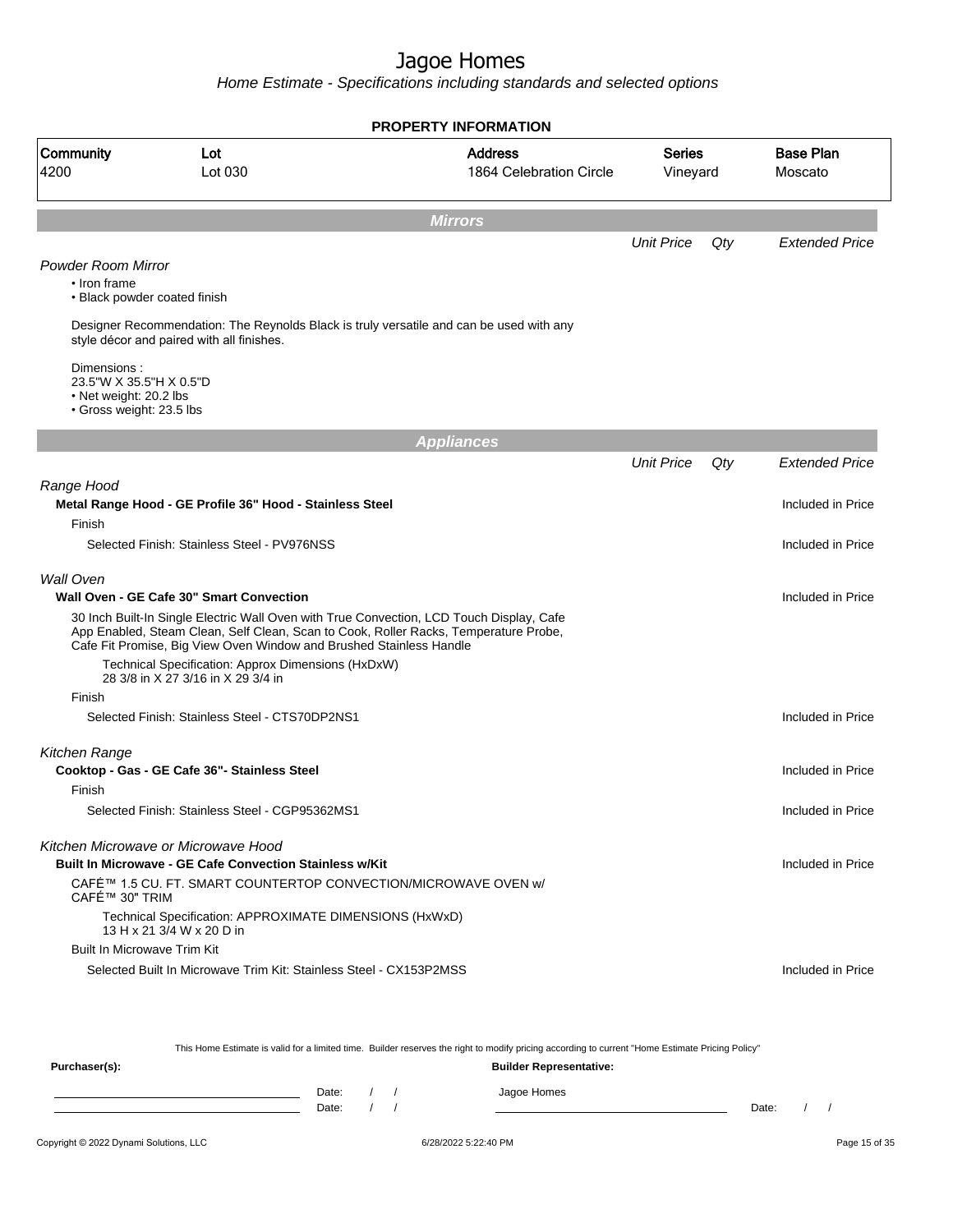# Jagoe Homes

*Home Estimate - Specifications including standards and selected options*

**PROPERTY INFORMATION**

| Community | Lot | Address | Series | Base Plan |
|---|---|---|---|---|
| 4200 | Lot 030 | 1864 Celebration Circle | Vineyard | Moscato |

## Mirrors

| | Unit Price | Qty | Extended Price |
|---|---|---|---|

*Powder Room Mirror*

- Iron frame
- Black powder coated finish

Designer Recommendation: The Reynolds Black is truly versatile and can be used with any style décor and paired with all finishes.

Dimensions :
23.5"W X 35.5"H X 0.5"D
- Net weight: 20.2 lbs
- Gross weight: 23.5 lbs

## Appliances

| | Unit Price | Qty | Extended Price |
|---|---|---|---|
| *Range Hood* | | | |
| **Metal Range Hood - GE Profile 36" Hood - Stainless Steel** | | | Included in Price |
| Finish | | | |
| Selected Finish: Stainless Steel - PV976NSS | | | Included in Price |
| *Wall Oven* | | | |
| **Wall Oven - GE Cafe 30" Smart Convection** | | | Included in Price |
| 30 Inch Built-In Single Electric Wall Oven with True Convection, LCD Touch Display, Cafe App Enabled, Steam Clean, Self Clean, Scan to Cook, Roller Racks, Temperature Probe, Cafe Fit Promise, Big View Oven Window and Brushed Stainless Handle | | | |
| Technical Specification: Approx Dimensions (HxDxW) 28 3/8 in X 27 3/16 in X 29 3/4 in | | | |
| Finish | | | |
| Selected Finish: Stainless Steel - CTS70DP2NS1 | | | Included in Price |
| *Kitchen Range* | | | |
| **Cooktop - Gas - GE Cafe 36"- Stainless Steel** | | | Included in Price |
| Finish | | | |
| Selected Finish: Stainless Steel - CGP95362MS1 | | | Included in Price |
| *Kitchen Microwave or Microwave Hood* | | | |
| **Built In Microwave - GE Cafe Convection Stainless w/Kit** | | | Included in Price |
| CAFÉ™ 1.5 CU. FT. SMART COUNTERTOP CONVECTION/MICROWAVE OVEN w/ CAFÉ™ 30" TRIM | | | |
| Technical Specification: APPROXIMATE DIMENSIONS (HxWxD) 13 H x 21 3/4 W x 20 D in | | | |
| Built In Microwave Trim Kit | | | |
| Selected Built In Microwave Trim Kit: Stainless Steel - CX153P2MSS | | | Included in Price |

This Home Estimate is valid for a limited time. Builder reserves the right to modify pricing according to current "Home Estimate Pricing Policy"

**Purchaser(s):** Date: / / Date: / /

**Builder Representative:** Jagoe Homes Date: / /

Copyright © 2022 Dynami Solutions, LLC — 6/28/2022 5:22:40 PM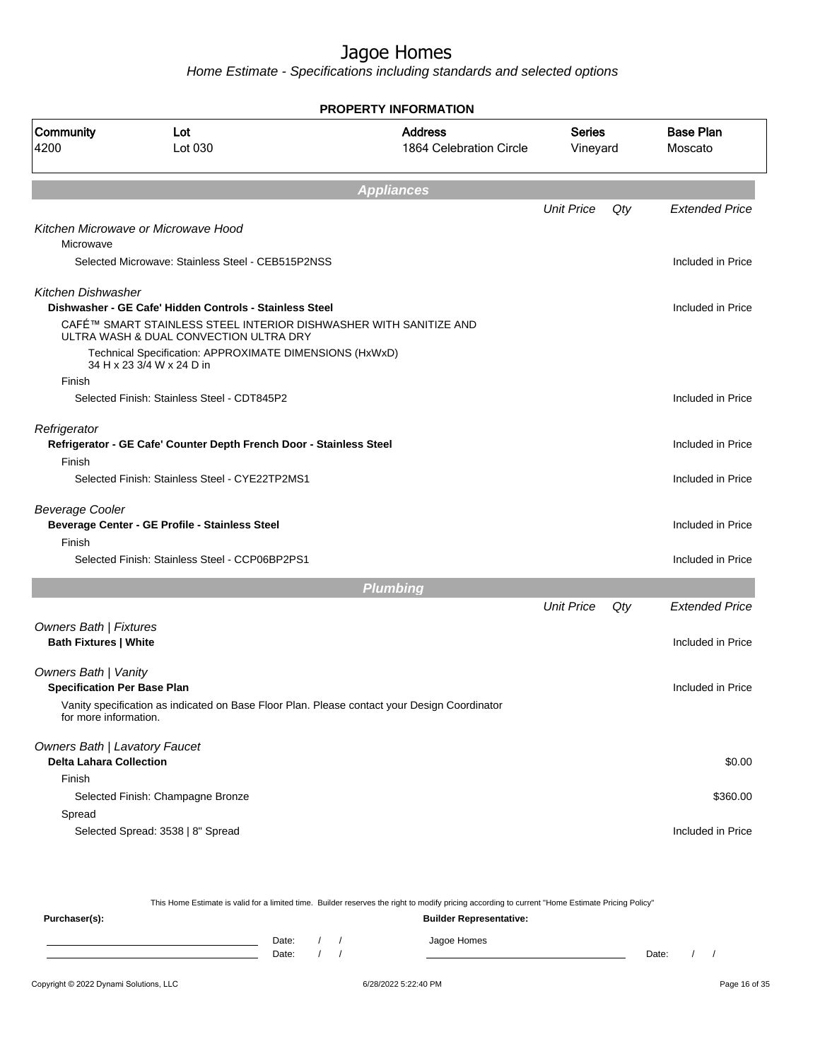# Jagoe Homes

*Home Estimate - Specifications including standards and selected options*

## PROPERTY INFORMATION

| Community | Lot | Address | Series | Base Plan |
|---|---|---|---|---|
| 4200 | Lot 030 | 1864 Celebration Circle | Vineyard | Moscato |

## *Appliances*

| | Unit Price | Qty | Extended Price |
|---|---|---|---|
| *Kitchen Microwave or Microwave Hood* | | | |
| Microwave | | | |
| Selected Microwave: Stainless Steel - CEB515P2NSS | | | Included in Price |
| *Kitchen Dishwasher* | | | |
| **Dishwasher - GE Cafe' Hidden Controls - Stainless Steel** | | | Included in Price |
| CAFÉ™ SMART STAINLESS STEEL INTERIOR DISHWASHER WITH SANITIZE AND ULTRA WASH & DUAL CONVECTION ULTRA DRY | | | |
| Technical Specification: APPROXIMATE DIMENSIONS (HxWxD) 34 H x 23 3/4 W x 24 D in | | | |
| Finish | | | |
| Selected Finish: Stainless Steel - CDT845P2 | | | Included in Price |
| *Refrigerator* | | | |
| **Refrigerator - GE Cafe' Counter Depth French Door - Stainless Steel** | | | Included in Price |
| Finish | | | |
| Selected Finish: Stainless Steel - CYE22TP2MS1 | | | Included in Price |
| *Beverage Cooler* | | | |
| **Beverage Center - GE Profile - Stainless Steel** | | | Included in Price |
| Finish | | | |
| Selected Finish: Stainless Steel - CCP06BP2PS1 | | | Included in Price |

## *Plumbing*

| | Unit Price | Qty | Extended Price |
|---|---|---|---|
| *Owners Bath \| Fixtures* | | | |
| **Bath Fixtures \| White** | | | Included in Price |
| *Owners Bath \| Vanity* | | | |
| **Specification Per Base Plan** | | | Included in Price |
| Vanity specification as indicated on Base Floor Plan. Please contact your Design Coordinator for more information. | | | |
| *Owners Bath \| Lavatory Faucet* | | | |
| **Delta Lahara Collection** | | | $0.00 |
| Finish | | | |
| Selected Finish: Champagne Bronze | | | $360.00 |
| Spread | | | |
| Selected Spread: 3538 \| 8" Spread | | | Included in Price |

This Home Estimate is valid for a limited time. Builder reserves the right to modify pricing according to current "Home Estimate Pricing Policy"

**Purchaser(s):**

Date: / /

Date: / /

**Builder Representative:**

Jagoe Homes

Date: / /

Copyright © 2022 Dynami Solutions, LLC — 6/28/2022 5:22:40 PM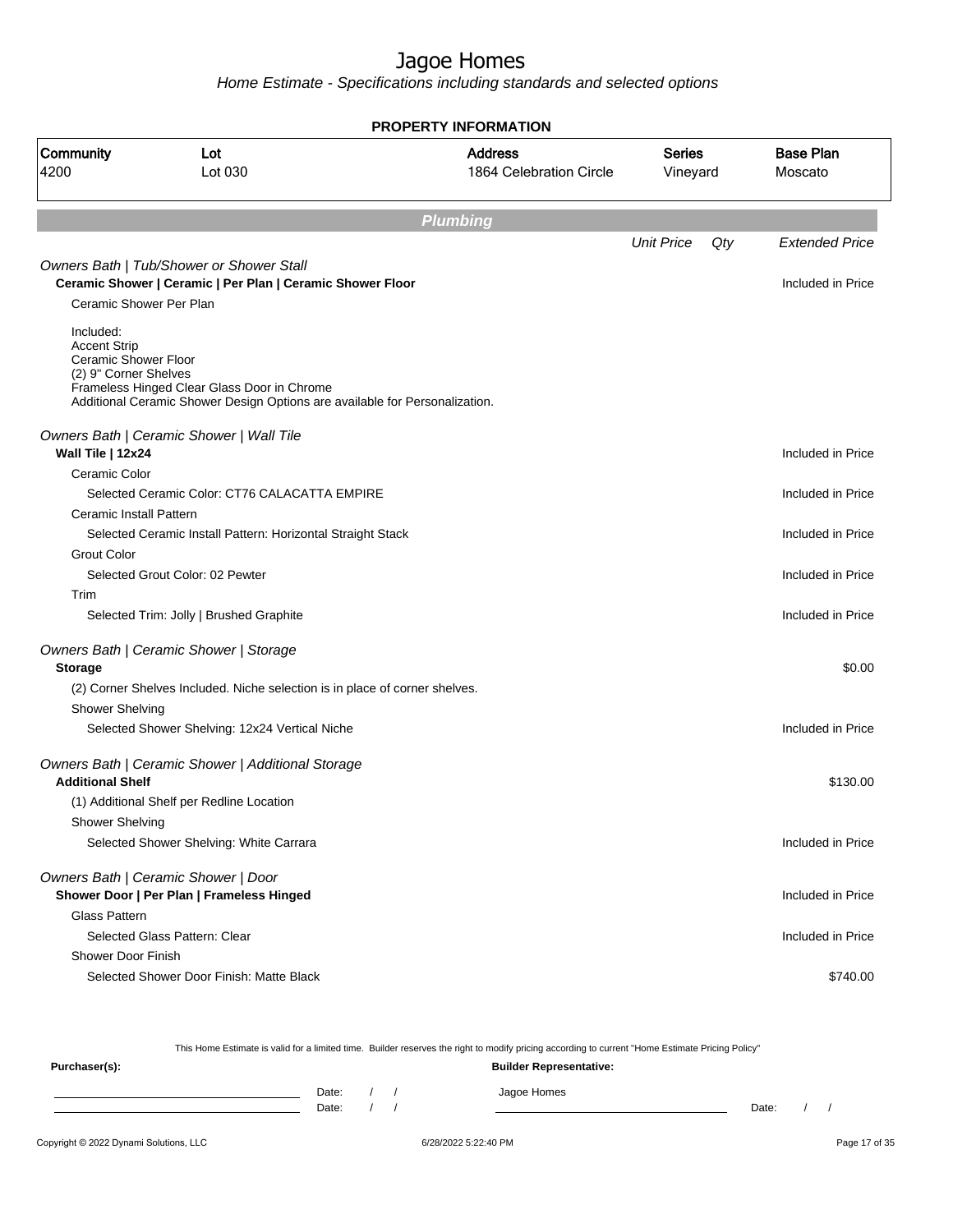# Jagoe Homes

*Home Estimate - Specifications including standards and selected options*

**PROPERTY INFORMATION**

| Community | Lot | Address | Series | Base Plan |
|---|---|---|---|---|
| 4200 | Lot 030 | 1864 Celebration Circle | Vineyard | Moscato |

## Plumbing

| | Unit Price | Qty | Extended Price |
|---|---|---|---|
| *Owners Bath \| Tub/Shower or Shower Stall* | | | |
| **Ceramic Shower \| Ceramic \| Per Plan \| Ceramic Shower Floor** | | | Included in Price |
| Ceramic Shower Per Plan | | | |
| Included:<br>Accent Strip<br>Ceramic Shower Floor<br>(2) 9" Corner Shelves<br>Frameless Hinged Clear Glass Door in Chrome<br>Additional Ceramic Shower Design Options are available for Personalization. | | | |
| *Owners Bath \| Ceramic Shower \| Wall Tile* | | | |
| **Wall Tile \| 12x24** | | | Included in Price |
| Ceramic Color | | | |
| Selected Ceramic Color: CT76 CALACATTA EMPIRE | | | Included in Price |
| Ceramic Install Pattern | | | |
| Selected Ceramic Install Pattern: Horizontal Straight Stack | | | Included in Price |
| Grout Color | | | |
| Selected Grout Color: 02 Pewter | | | Included in Price |
| Trim | | | |
| Selected Trim: Jolly \| Brushed Graphite | | | Included in Price |
| *Owners Bath \| Ceramic Shower \| Storage* | | | |
| **Storage** | | | $0.00 |
| (2) Corner Shelves Included. Niche selection is in place of corner shelves. | | | |
| Shower Shelving | | | |
| Selected Shower Shelving: 12x24 Vertical Niche | | | Included in Price |
| *Owners Bath \| Ceramic Shower \| Additional Storage* | | | |
| **Additional Shelf** | | | $130.00 |
| (1) Additional Shelf per Redline Location | | | |
| Shower Shelving | | | |
| Selected Shower Shelving: White Carrara | | | Included in Price |
| *Owners Bath \| Ceramic Shower \| Door* | | | |
| **Shower Door \| Per Plan \| Frameless Hinged** | | | Included in Price |
| Glass Pattern | | | |
| Selected Glass Pattern: Clear | | | Included in Price |
| Shower Door Finish | | | |
| Selected Shower Door Finish: Matte Black | | | $740.00 |

This Home Estimate is valid for a limited time. Builder reserves the right to modify pricing according to current "Home Estimate Pricing Policy"

**Purchaser(s):** Date: / / Date: / /

**Builder Representative:** Jagoe Homes Date: / /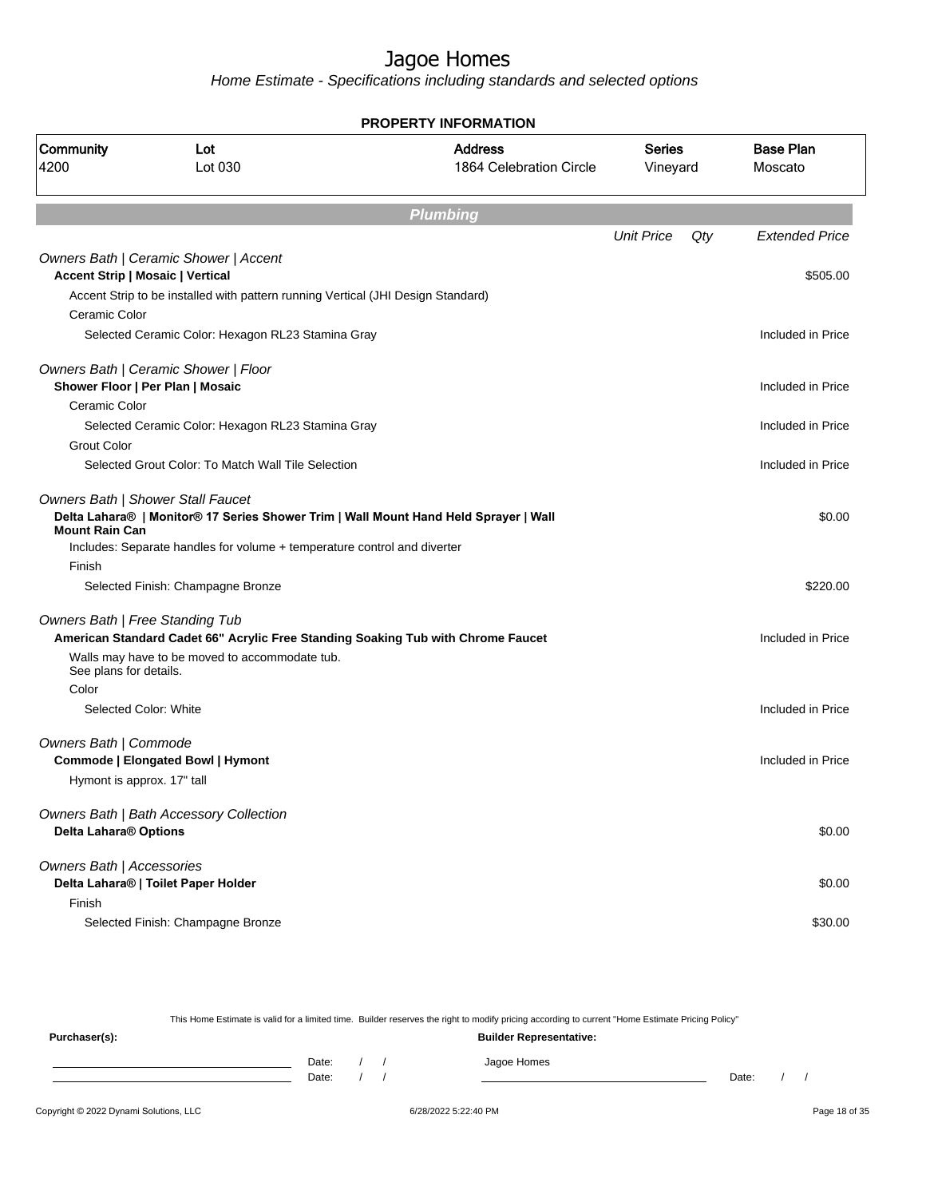# Jagoe Homes

*Home Estimate - Specifications including standards and selected options*

**PROPERTY INFORMATION**

| Community | Lot | Address | Series | Base Plan |
|---|---|---|---|---|
| 4200 | Lot 030 | 1864 Celebration Circle | Vineyard | Moscato |

## Plumbing

| | Unit Price | Qty | Extended Price |
|---|---|---|---|
| *Owners Bath \| Ceramic Shower \| Accent* | | | |
| **Accent Strip \| Mosaic \| Vertical** | | | $505.00 |
| Accent Strip to be installed with pattern running Vertical (JHI Design Standard) | | | |
| Ceramic Color | | | |
| Selected Ceramic Color: Hexagon RL23 Stamina Gray | | | Included in Price |
| *Owners Bath \| Ceramic Shower \| Floor* | | | |
| **Shower Floor \| Per Plan \| Mosaic** | | | Included in Price |
| Ceramic Color | | | |
| Selected Ceramic Color: Hexagon RL23 Stamina Gray | | | Included in Price |
| Grout Color | | | |
| Selected Grout Color: To Match Wall Tile Selection | | | Included in Price |
| *Owners Bath \| Shower Stall Faucet* | | | |
| **Delta Lahara® \| Monitor® 17 Series Shower Trim \| Wall Mount Hand Held Sprayer \| Wall Mount Rain Can** | | | $0.00 |
| Includes: Separate handles for volume + temperature control and diverter | | | |
| Finish | | | |
| Selected Finish: Champagne Bronze | | | $220.00 |
| *Owners Bath \| Free Standing Tub* | | | |
| **American Standard Cadet 66" Acrylic Free Standing Soaking Tub with Chrome Faucet** | | | Included in Price |
| Walls may have to be moved to accommodate tub. See plans for details. | | | |
| Color | | | |
| Selected Color: White | | | Included in Price |
| *Owners Bath \| Commode* | | | |
| **Commode \| Elongated Bowl \| Hymont** | | | Included in Price |
| Hymont is approx. 17" tall | | | |
| *Owners Bath \| Bath Accessory Collection* | | | |
| **Delta Lahara® Options** | | | $0.00 |
| *Owners Bath \| Accessories* | | | |
| **Delta Lahara® \| Toilet Paper Holder** | | | $0.00 |
| Finish | | | |
| Selected Finish: Champagne Bronze | | | $30.00 |

This Home Estimate is valid for a limited time. Builder reserves the right to modify pricing according to current "Home Estimate Pricing Policy"

**Purchaser(s):** Date: / / Date: / /

**Builder Representative:** Jagoe Homes Date: / /

Copyright © 2022 Dynami Solutions, LLC 6/28/2022 5:22:40 PM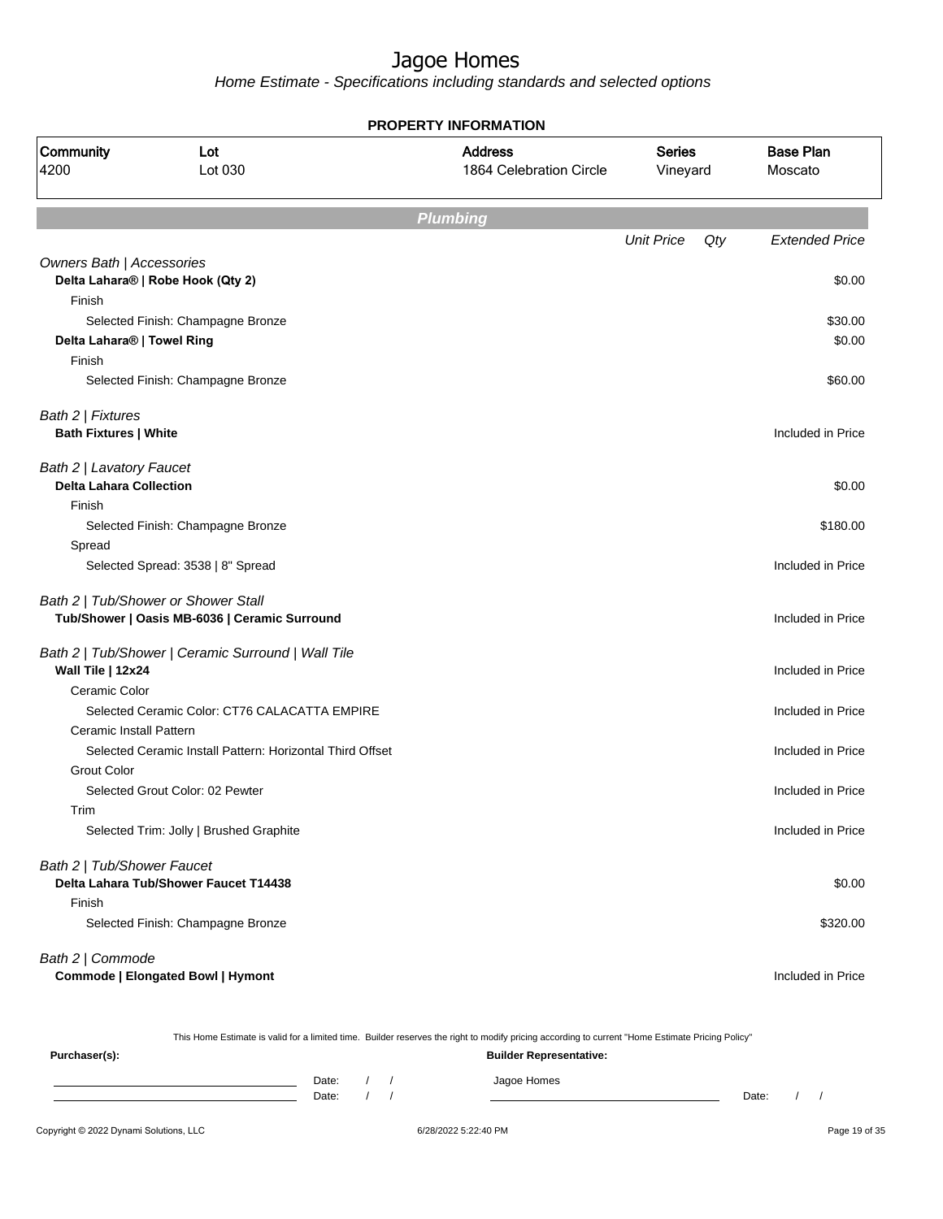# Jagoe Homes

*Home Estimate - Specifications including standards and selected options*

**PROPERTY INFORMATION**

| Community | Lot | Address | Series | Base Plan |
|---|---|---|---|---|
| 4200 | Lot 030 | 1864 Celebration Circle | Vineyard | Moscato |

## Plumbing

| | Unit Price | Qty | Extended Price |
|---|---|---|---|
| *Owners Bath \| Accessories* | | | |
| **Delta Lahara® \| Robe Hook (Qty 2)** | | | $0.00 |
| Finish | | | |
| Selected Finish: Champagne Bronze | | | $30.00 |
| **Delta Lahara® \| Towel Ring** | | | $0.00 |
| Finish | | | |
| Selected Finish: Champagne Bronze | | | $60.00 |
| *Bath 2 \| Fixtures* | | | |
| **Bath Fixtures \| White** | | | Included in Price |
| *Bath 2 \| Lavatory Faucet* | | | |
| **Delta Lahara Collection** | | | $0.00 |
| Finish | | | |
| Selected Finish: Champagne Bronze | | | $180.00 |
| Spread | | | |
| Selected Spread: 3538 \| 8" Spread | | | Included in Price |
| *Bath 2 \| Tub/Shower or Shower Stall* | | | |
| **Tub/Shower \| Oasis MB-6036 \| Ceramic Surround** | | | Included in Price |
| *Bath 2 \| Tub/Shower \| Ceramic Surround \| Wall Tile* | | | |
| **Wall Tile \| 12x24** | | | Included in Price |
| Ceramic Color | | | |
| Selected Ceramic Color: CT76 CALACATTA EMPIRE | | | Included in Price |
| Ceramic Install Pattern | | | |
| Selected Ceramic Install Pattern: Horizontal Third Offset | | | Included in Price |
| Grout Color | | | |
| Selected Grout Color: 02 Pewter | | | Included in Price |
| Trim | | | |
| Selected Trim: Jolly \| Brushed Graphite | | | Included in Price |
| *Bath 2 \| Tub/Shower Faucet* | | | |
| **Delta Lahara Tub/Shower Faucet T14438** | | | $0.00 |
| Finish | | | |
| Selected Finish: Champagne Bronze | | | $320.00 |
| *Bath 2 \| Commode* | | | |
| **Commode \| Elongated Bowl \| Hymont** | | | Included in Price |

This Home Estimate is valid for a limited time. Builder reserves the right to modify pricing according to current "Home Estimate Pricing Policy"

**Purchaser(s):** Date: / / Date: / /

**Builder Representative:** Jagoe Homes Date: / /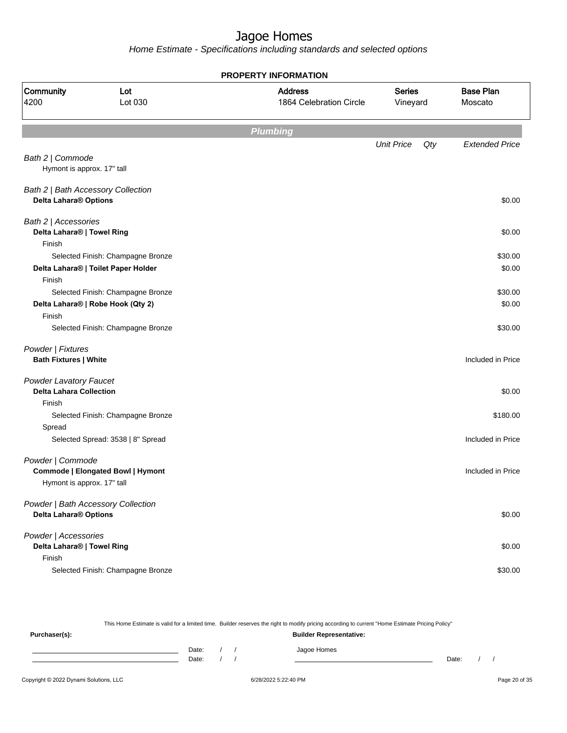# Jagoe Homes

*Home Estimate - Specifications including standards and selected options*

**PROPERTY INFORMATION**

| Community | Lot | Address | Series | Base Plan |
|---|---|---|---|---|
| 4200 | Lot 030 | 1864 Celebration Circle | Vineyard | Moscato |

## Plumbing

| | Unit Price | Qty | Extended Price |
|---|---|---|---|
| *Bath 2 \| Commode* | | | |
| Hymont is approx. 17" tall | | | |
| *Bath 2 \| Bath Accessory Collection* | | | |
| **Delta Lahara® Options** | | | $0.00 |
| *Bath 2 \| Accessories* | | | |
| **Delta Lahara® \| Towel Ring** | | | $0.00 |
| Finish | | | |
| Selected Finish: Champagne Bronze | | | $30.00 |
| **Delta Lahara® \| Toilet Paper Holder** | | | $0.00 |
| Finish | | | |
| Selected Finish: Champagne Bronze | | | $30.00 |
| **Delta Lahara® \| Robe Hook (Qty 2)** | | | $0.00 |
| Finish | | | |
| Selected Finish: Champagne Bronze | | | $30.00 |
| *Powder \| Fixtures* | | | |
| **Bath Fixtures \| White** | | | Included in Price |
| *Powder Lavatory Faucet* | | | |
| **Delta Lahara Collection** | | | $0.00 |
| Finish | | | |
| Selected Finish: Champagne Bronze | | | $180.00 |
| Spread | | | |
| Selected Spread: 3538 \| 8" Spread | | | Included in Price |
| *Powder \| Commode* | | | |
| **Commode \| Elongated Bowl \| Hymont** | | | Included in Price |
| Hymont is approx. 17" tall | | | |
| *Powder \| Bath Accessory Collection* | | | |
| **Delta Lahara® Options** | | | $0.00 |
| *Powder \| Accessories* | | | |
| **Delta Lahara® \| Towel Ring** | | | $0.00 |
| Finish | | | |
| Selected Finish: Champagne Bronze | | | $30.00 |

This Home Estimate is valid for a limited time. Builder reserves the right to modify pricing according to current "Home Estimate Pricing Policy"

**Purchaser(s):**

Date: / /

Date: / /

**Builder Representative:**

Jagoe Homes

Date: / /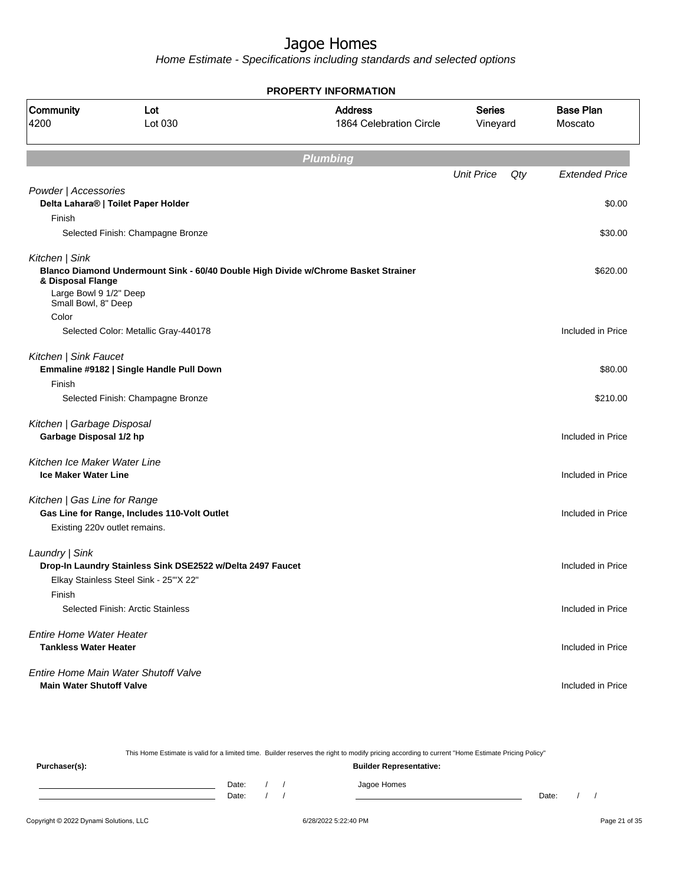# Jagoe Homes

*Home Estimate - Specifications including standards and selected options*

**PROPERTY INFORMATION**

| Community | Lot | Address | Series | Base Plan |
|---|---|---|---|---|
| 4200 | Lot 030 | 1864 Celebration Circle | Vineyard | Moscato |

## Plumbing

| | Unit Price | Qty | Extended Price |
|---|---|---|---|
| *Powder \| Accessories* | | | |
| **Delta Lahara® \| Toilet Paper Holder** | | | $0.00 |
| Finish | | | |
| Selected Finish: Champagne Bronze | | | $30.00 |
| *Kitchen \| Sink* | | | |
| **Blanco Diamond Undermount Sink - 60/40 Double High Divide w/Chrome Basket Strainer & Disposal Flange** | | | $620.00 |
| Large Bowl 9 1/2" Deep<br>Small Bowl, 8" Deep | | | |
| Color | | | |
| Selected Color: Metallic Gray-440178 | | | Included in Price |
| *Kitchen \| Sink Faucet* | | | |
| **Emmaline #9182 \| Single Handle Pull Down** | | | $80.00 |
| Finish | | | |
| Selected Finish: Champagne Bronze | | | $210.00 |
| *Kitchen \| Garbage Disposal* | | | |
| **Garbage Disposal 1/2 hp** | | | Included in Price |
| *Kitchen Ice Maker Water Line* | | | |
| **Ice Maker Water Line** | | | Included in Price |
| *Kitchen \| Gas Line for Range* | | | |
| **Gas Line for Range, Includes 110-Volt Outlet** | | | Included in Price |
| Existing 220v outlet remains. | | | |
| *Laundry \| Sink* | | | |
| **Drop-In Laundry Stainless Sink DSE2522 w/Delta 2497 Faucet** | | | Included in Price |
| Elkay Stainless Steel Sink - 25'"X 22" | | | |
| Finish | | | |
| Selected Finish: Arctic Stainless | | | Included in Price |
| *Entire Home Water Heater* | | | |
| **Tankless Water Heater** | | | Included in Price |
| *Entire Home Main Water Shutoff Valve* | | | |
| **Main Water Shutoff Valve** | | | Included in Price |

This Home Estimate is valid for a limited time. Builder reserves the right to modify pricing according to current "Home Estimate Pricing Policy"

**Purchaser(s):** Date: / / Date: / /

**Builder Representative:** Jagoe Homes Date: / /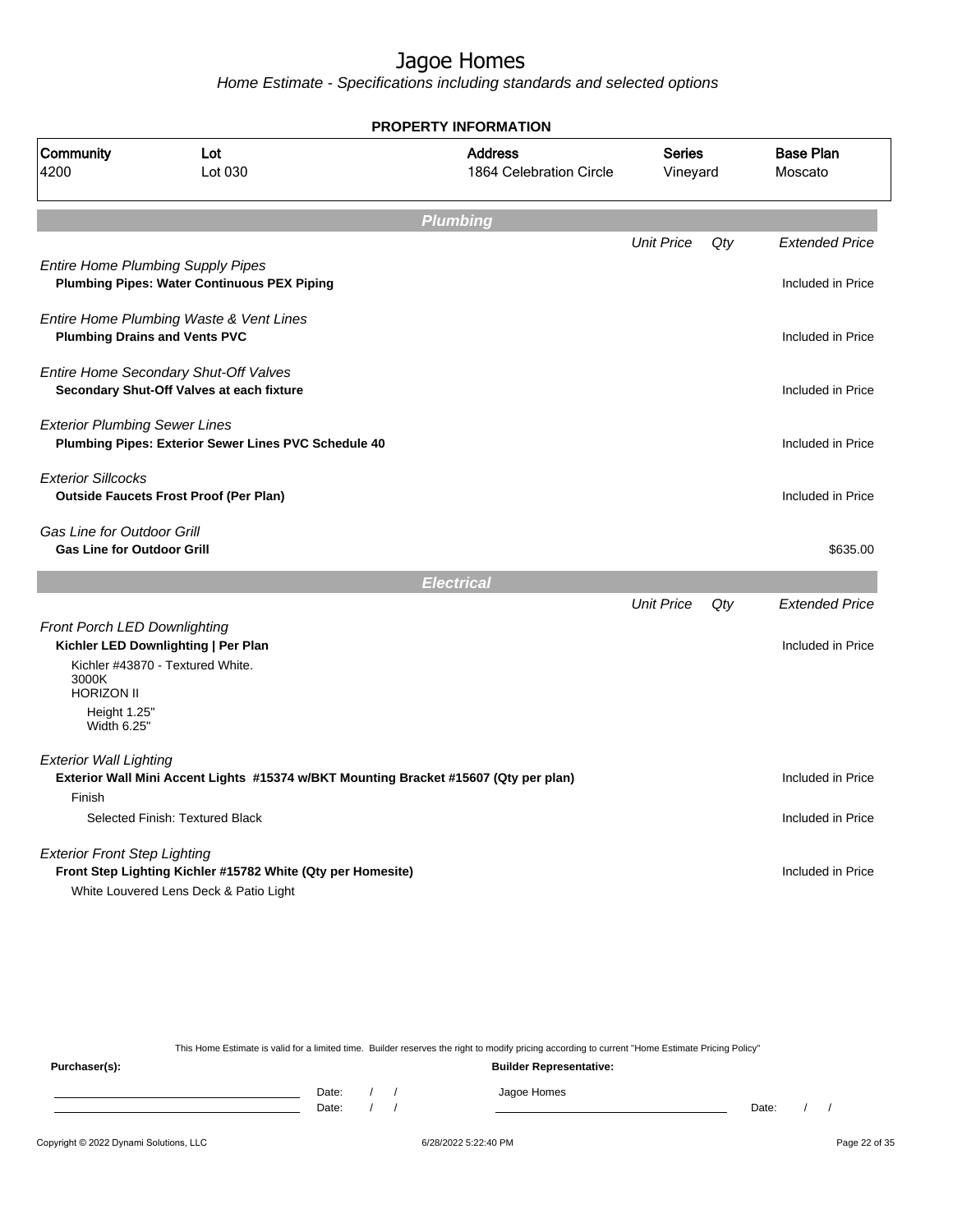# Jagoe Homes

*Home Estimate - Specifications including standards and selected options*

**PROPERTY INFORMATION**

| Community | Lot | Address | Series | Base Plan |
|---|---|---|---|---|
| 4200 | Lot 030 | 1864 Celebration Circle | Vineyard | Moscato |

## Plumbing

| | Unit Price | Qty | Extended Price |
|---|---|---|---|
| *Entire Home Plumbing Supply Pipes* | | | |
| **Plumbing Pipes: Water Continuous PEX Piping** | | | Included in Price |
| *Entire Home Plumbing Waste & Vent Lines* | | | |
| **Plumbing Drains and Vents PVC** | | | Included in Price |
| *Entire Home Secondary Shut-Off Valves* | | | |
| **Secondary Shut-Off Valves at each fixture** | | | Included in Price |
| *Exterior Plumbing Sewer Lines* | | | |
| **Plumbing Pipes: Exterior Sewer Lines PVC Schedule 40** | | | Included in Price |
| *Exterior Sillcocks* | | | |
| **Outside Faucets Frost Proof (Per Plan)** | | | Included in Price |
| *Gas Line for Outdoor Grill* | | | |
| **Gas Line for Outdoor Grill** | | | $635.00 |

## Electrical

| | Unit Price | Qty | Extended Price |
|---|---|---|---|
| *Front Porch LED Downlighting* | | | |
| **Kichler LED Downlighting \| Per Plan** | | | Included in Price |
| Kichler #43870 - Textured White.<br>3000K<br>HORIZON II<br>Height 1.25"<br>Width 6.25" | | | |
| *Exterior Wall Lighting* | | | |
| **Exterior Wall Mini Accent Lights #15374 w/BKT Mounting Bracket #15607 (Qty per plan)** | | | Included in Price |
| Finish | | | |
| Selected Finish: Textured Black | | | Included in Price |
| *Exterior Front Step Lighting* | | | |
| **Front Step Lighting Kichler #15782 White (Qty per Homesite)** | | | Included in Price |
| White Louvered Lens Deck & Patio Light | | | |

This Home Estimate is valid for a limited time. Builder reserves the right to modify pricing according to current "Home Estimate Pricing Policy"

**Purchaser(s):** Date: / / Date: / /

**Builder Representative:** Jagoe Homes Date: / /

Copyright © 2022 Dynami Solutions, LLC 6/28/2022 5:22:40 PM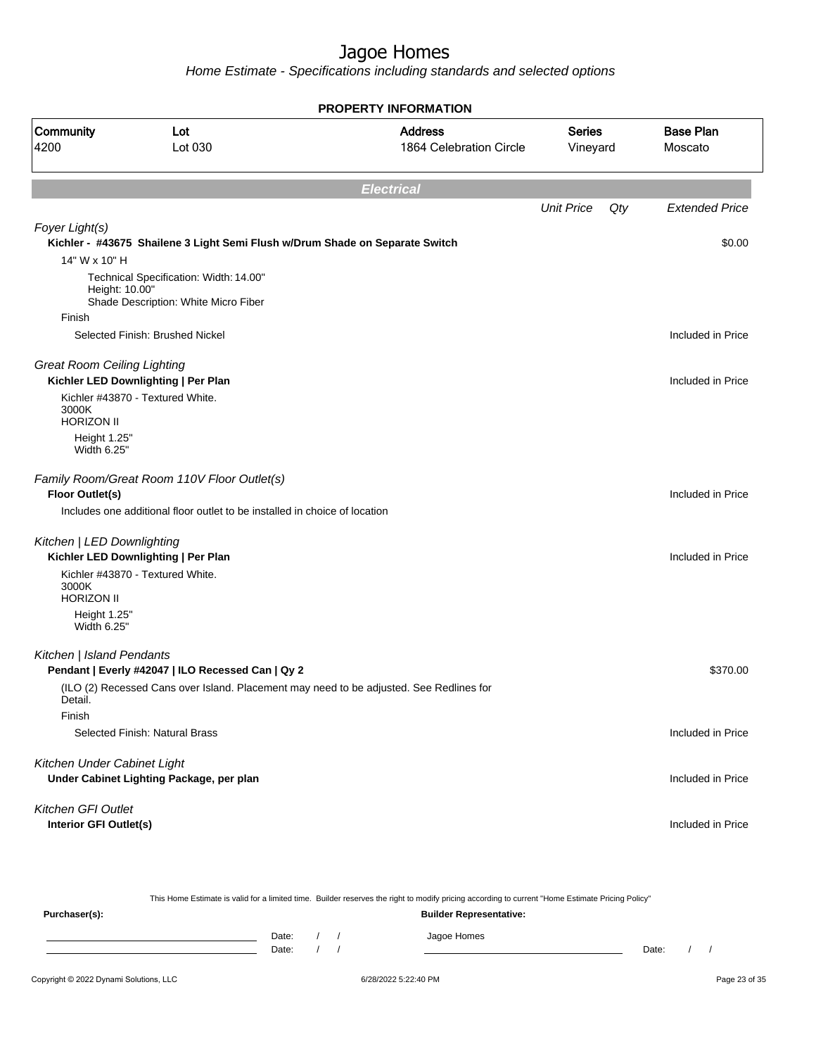# Jagoe Homes

*Home Estimate - Specifications including standards and selected options*

## PROPERTY INFORMATION

| Community | Lot | Address | Series | Base Plan |
|---|---|---|---|---|
| 4200 | Lot 030 | 1864 Celebration Circle | Vineyard | Moscato |

## *Electrical*

| | Unit Price | Qty | Extended Price |
|---|---|---|---|
| *Foyer Light(s)* | | | |
| **Kichler - #43675 Shailene 3 Light Semi Flush w/Drum Shade on Separate Switch** | | | $0.00 |
| 14" W x 10" H | | | |
| Technical Specification: Width: 14.00" Height: 10.00" Shade Description: White Micro Fiber | | | |
| Finish | | | |
| Selected Finish: Brushed Nickel | | | Included in Price |
| *Great Room Ceiling Lighting* | | | |
| **Kichler LED Downlighting \| Per Plan** | | | Included in Price |
| Kichler #43870 - Textured White. 3000K HORIZON II | | | |
| Height 1.25" Width 6.25" | | | |
| *Family Room/Great Room 110V Floor Outlet(s)* | | | |
| **Floor Outlet(s)** | | | Included in Price |
| Includes one additional floor outlet to be installed in choice of location | | | |
| *Kitchen \| LED Downlighting* | | | |
| **Kichler LED Downlighting \| Per Plan** | | | Included in Price |
| Kichler #43870 - Textured White. 3000K HORIZON II | | | |
| Height 1.25" Width 6.25" | | | |
| *Kitchen \| Island Pendants* | | | |
| **Pendant \| Everly #42047 \| ILO Recessed Can \| Qy 2** | | | $370.00 |
| (ILO (2) Recessed Cans over Island. Placement may need to be adjusted. See Redlines for Detail. | | | |
| Finish | | | |
| Selected Finish: Natural Brass | | | Included in Price |
| *Kitchen Under Cabinet Light* | | | |
| **Under Cabinet Lighting Package, per plan** | | | Included in Price |
| *Kitchen GFI Outlet* | | | |
| **Interior GFI Outlet(s)** | | | Included in Price |

This Home Estimate is valid for a limited time. Builder reserves the right to modify pricing according to current "Home Estimate Pricing Policy"

**Purchaser(s):** Date: / / Date: / /

**Builder Representative:** Jagoe Homes Date: / /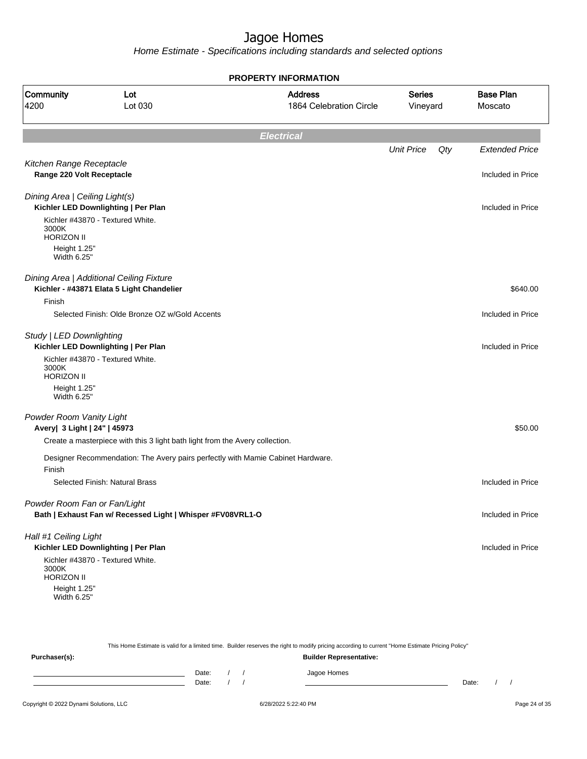# Jagoe Homes

Home Estimate - Specifications including standards and selected options

**PROPERTY INFORMATION**

| Community | Lot | Address | Series | Base Plan |
|---|---|---|---|---|
| 4200 | Lot 030 | 1864 Celebration Circle | Vineyard | Moscato |

## Electrical

| | Unit Price | Qty | Extended Price |
|---|---|---|---|
| *Kitchen Range Receptacle* | | | |
| **Range 220 Volt Receptacle** | | | Included in Price |
| *Dining Area \| Ceiling Light(s)* | | | |
| **Kichler LED Downlighting \| Per Plan** | | | Included in Price |
| Kichler #43870 - Textured White. 3000K HORIZON II | | | |
| Height 1.25" Width 6.25" | | | |
| *Dining Area \| Additional Ceiling Fixture* | | | |
| **Kichler - #43871 Elata 5 Light Chandelier** | | | $640.00 |
| Finish | | | |
| Selected Finish: Olde Bronze OZ w/Gold Accents | | | Included in Price |
| *Study \| LED Downlighting* | | | |
| **Kichler LED Downlighting \| Per Plan** | | | Included in Price |
| Kichler #43870 - Textured White. 3000K HORIZON II | | | |
| Height 1.25" Width 6.25" | | | |
| *Powder Room Vanity Light* | | | |
| **Avery\| 3 Light \| 24" \| 45973** | | | $50.00 |
| Create a masterpiece with this 3 light bath light from the Avery collection. | | | |
| Designer Recommendation: The Avery pairs perfectly with Mamie Cabinet Hardware. | | | |
| Finish | | | |
| Selected Finish: Natural Brass | | | Included in Price |
| *Powder Room Fan or Fan/Light* | | | |
| **Bath \| Exhaust Fan w/ Recessed Light \| Whisper #FV08VRL1-O** | | | Included in Price |
| *Hall #1 Ceiling Light* | | | |
| **Kichler LED Downlighting \| Per Plan** | | | Included in Price |
| Kichler #43870 - Textured White. 3000K HORIZON II | | | |
| Height 1.25" Width 6.25" | | | |

This Home Estimate is valid for a limited time. Builder reserves the right to modify pricing according to current "Home Estimate Pricing Policy"

**Purchaser(s):** Date: / / Date: / /

**Builder Representative:** Jagoe Homes Date: / /

Copyright © 2022 Dynami Solutions, LLC 6/28/2022 5:22:40 PM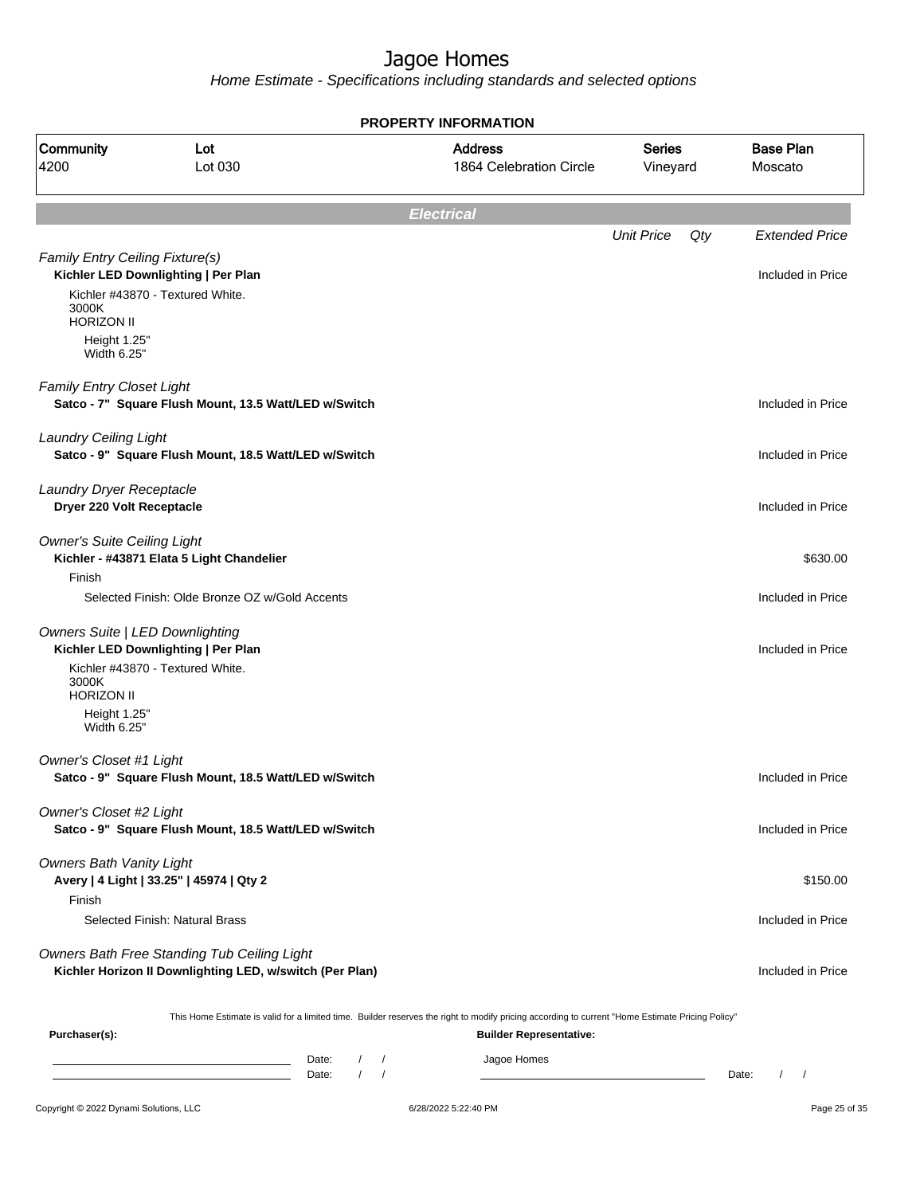# Jagoe Homes

*Home Estimate - Specifications including standards and selected options*

**PROPERTY INFORMATION**

| Community | Lot | Address | Series | Base Plan |
|---|---|---|---|---|
| 4200 | Lot 030 | 1864 Celebration Circle | Vineyard | Moscato |

## Electrical

| | Unit Price | Qty | Extended Price |
|---|---|---|---|
| *Family Entry Ceiling Fixture(s)* | | | |
| **Kichler LED Downlighting \| Per Plan** | | | Included in Price |
| Kichler #43870 - Textured White. 3000K HORIZON II Height 1.25" Width 6.25" | | | |
| *Family Entry Closet Light* | | | |
| **Satco - 7" Square Flush Mount, 13.5 Watt/LED w/Switch** | | | Included in Price |
| *Laundry Ceiling Light* | | | |
| **Satco - 9" Square Flush Mount, 18.5 Watt/LED w/Switch** | | | Included in Price |
| *Laundry Dryer Receptacle* | | | |
| **Dryer 220 Volt Receptacle** | | | Included in Price |
| *Owner's Suite Ceiling Light* | | | |
| **Kichler - #43871 Elata 5 Light Chandelier** | | | $630.00 |
| Finish | | | |
| Selected Finish: Olde Bronze OZ w/Gold Accents | | | Included in Price |
| *Owners Suite \| LED Downlighting* | | | |
| **Kichler LED Downlighting \| Per Plan** | | | Included in Price |
| Kichler #43870 - Textured White. 3000K HORIZON II Height 1.25" Width 6.25" | | | |
| *Owner's Closet #1 Light* | | | |
| **Satco - 9" Square Flush Mount, 18.5 Watt/LED w/Switch** | | | Included in Price |
| *Owner's Closet #2 Light* | | | |
| **Satco - 9" Square Flush Mount, 18.5 Watt/LED w/Switch** | | | Included in Price |
| *Owners Bath Vanity Light* | | | |
| **Avery \| 4 Light \| 33.25" \| 45974 \| Qty 2** | | | $150.00 |
| Finish | | | |
| Selected Finish: Natural Brass | | | Included in Price |
| *Owners Bath Free Standing Tub Ceiling Light* | | | |
| **Kichler Horizon II Downlighting LED, w/switch (Per Plan)** | | | Included in Price |

This Home Estimate is valid for a limited time. Builder reserves the right to modify pricing according to current "Home Estimate Pricing Policy"

**Purchaser(s):**

Date: / /

Date: / /

**Builder Representative:**

Jagoe Homes

Date: / /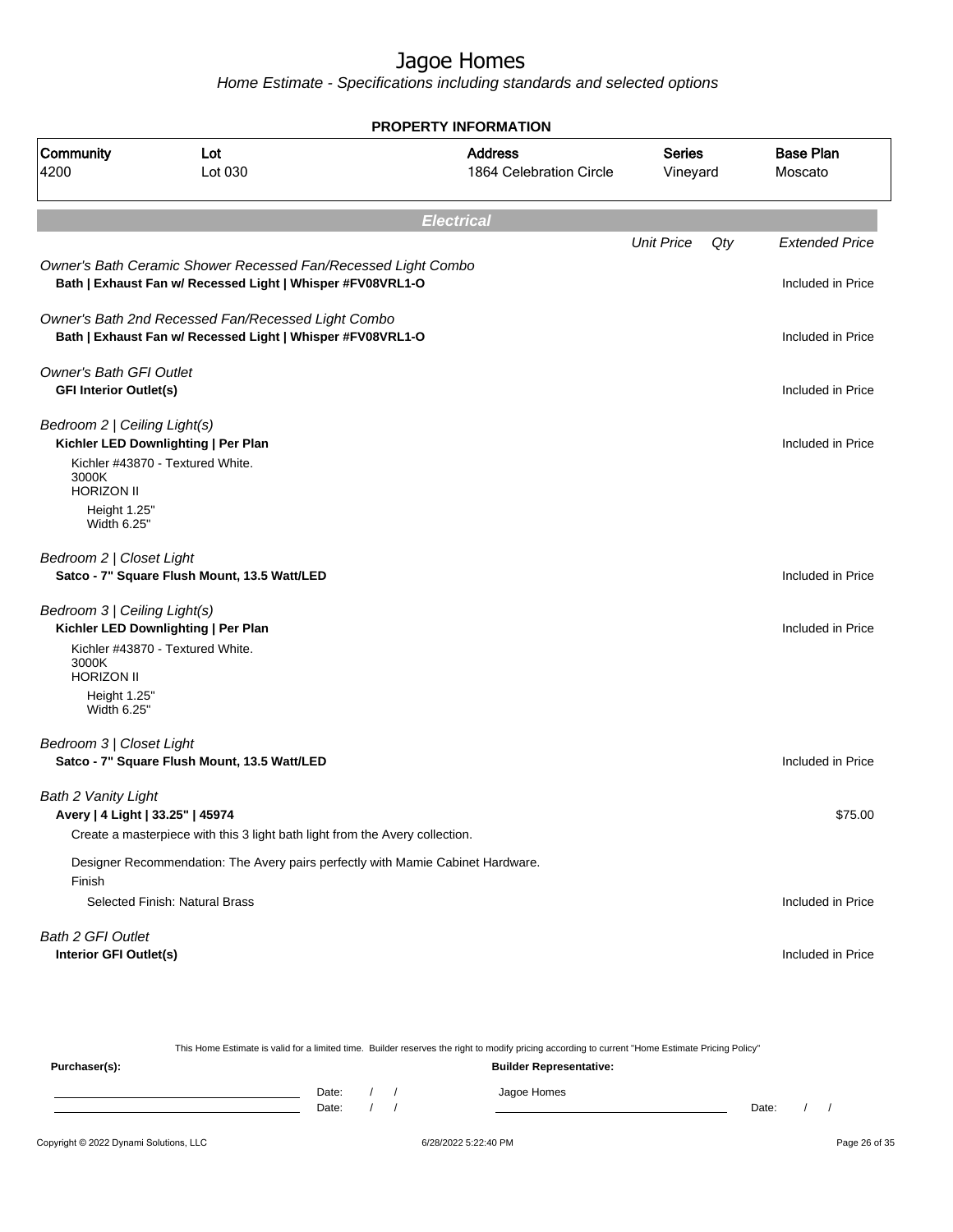# Jagoe Homes

*Home Estimate - Specifications including standards and selected options*

## PROPERTY INFORMATION

| Community | Lot | Address | Series | Base Plan |
|---|---|---|---|---|
| 4200 | Lot 030 | 1864 Celebration Circle | Vineyard | Moscato |

## Electrical

| | Unit Price | Qty | Extended Price |
|---|---|---|---|
| *Owner's Bath Ceramic Shower Recessed Fan/Recessed Light Combo* | | | |
| **Bath \| Exhaust Fan w/ Recessed Light \| Whisper #FV08VRL1-O** | | | Included in Price |
| *Owner's Bath 2nd Recessed Fan/Recessed Light Combo* | | | |
| **Bath \| Exhaust Fan w/ Recessed Light \| Whisper #FV08VRL1-O** | | | Included in Price |
| *Owner's Bath GFI Outlet* | | | |
| **GFI Interior Outlet(s)** | | | Included in Price |
| *Bedroom 2 \| Ceiling Light(s)* | | | |
| **Kichler LED Downlighting \| Per Plan**<br>Kichler #43870 - Textured White.<br>3000K<br>HORIZON II<br>Height 1.25"<br>Width 6.25" | | | Included in Price |
| *Bedroom 2 \| Closet Light* | | | |
| **Satco - 7" Square Flush Mount, 13.5 Watt/LED** | | | Included in Price |
| *Bedroom 3 \| Ceiling Light(s)* | | | |
| **Kichler LED Downlighting \| Per Plan**<br>Kichler #43870 - Textured White.<br>3000K<br>HORIZON II<br>Height 1.25"<br>Width 6.25" | | | Included in Price |
| *Bedroom 3 \| Closet Light* | | | |
| **Satco - 7" Square Flush Mount, 13.5 Watt/LED** | | | Included in Price |
| *Bath 2 Vanity Light* | | | |
| **Avery \| 4 Light \| 33.25" \| 45974**<br>Create a masterpiece with this 3 light bath light from the Avery collection.<br>Designer Recommendation: The Avery pairs perfectly with Mamie Cabinet Hardware. | | | $75.00 |
| Finish<br>Selected Finish: Natural Brass | | | Included in Price |
| *Bath 2 GFI Outlet* | | | |
| **Interior GFI Outlet(s)** | | | Included in Price |

This Home Estimate is valid for a limited time. Builder reserves the right to modify pricing according to current "Home Estimate Pricing Policy"

**Purchaser(s):** Date: / / Date: / /

**Builder Representative:** Jagoe Homes Date: / /

Copyright © 2022 Dynami Solutions, LLC 6/28/2022 5:22:40 PM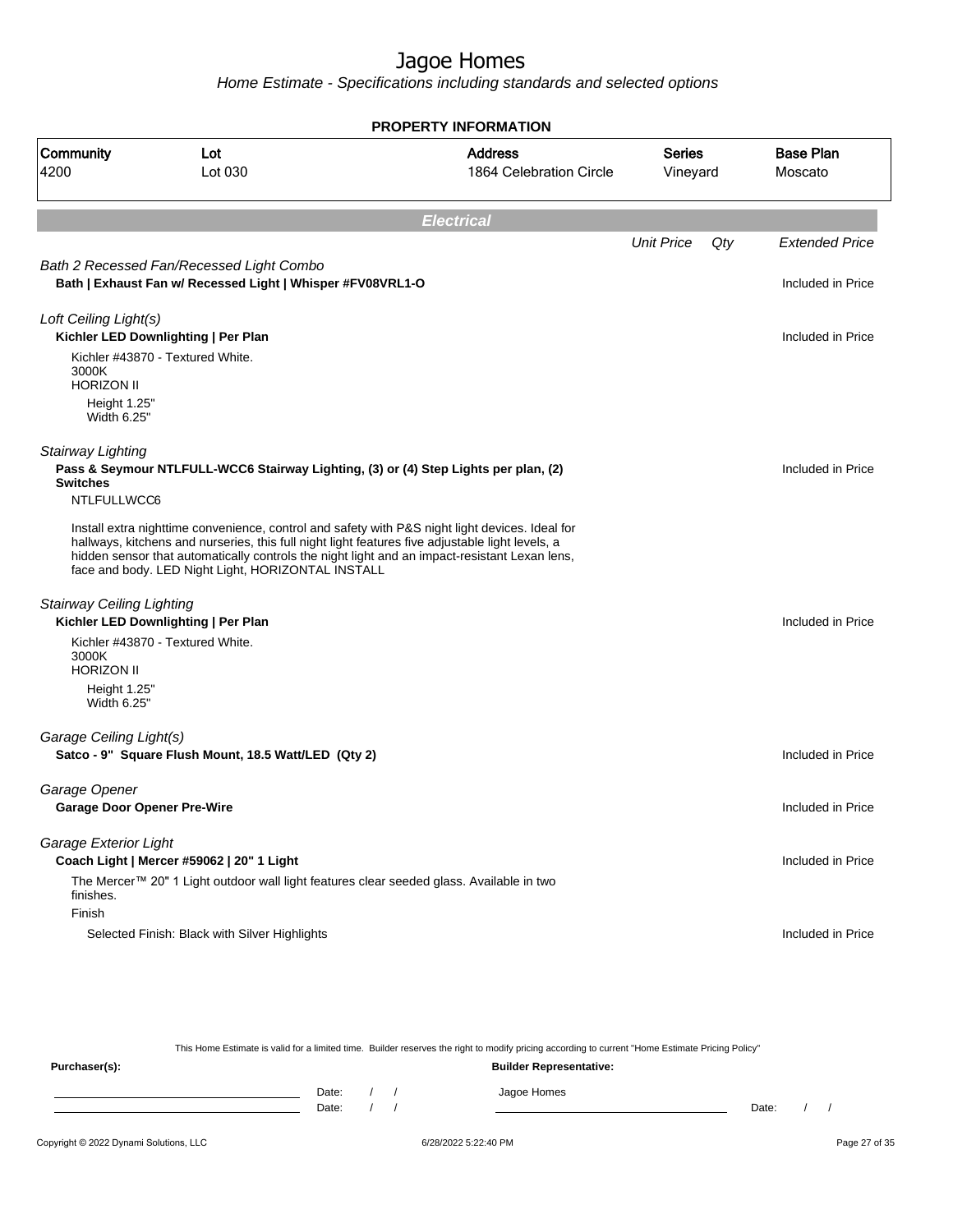# Jagoe Homes

*Home Estimate - Specifications including standards and selected options*

## PROPERTY INFORMATION

| Community | Lot | Address | Series | Base Plan |
|---|---|---|---|---|
| 4200 | Lot 030 | 1864 Celebration Circle | Vineyard | Moscato |

## Electrical

| | Unit Price | Qty | Extended Price |
|---|---|---|---|

*Bath 2 Recessed Fan/Recessed Light Combo*

**Bath | Exhaust Fan w/ Recessed Light | Whisper #FV08VRL1-O** — Included in Price

*Loft Ceiling Light(s)*

**Kichler LED Downlighting | Per Plan** — Included in Price

Kichler #43870 - Textured White.
3000K
HORIZON II
Height 1.25"
Width 6.25"

*Stairway Lighting*

**Pass & Seymour NTLFULL-WCC6 Stairway Lighting, (3) or (4) Step Lights per plan, (2) Switches** — Included in Price

NTLFULLWCC6

Install extra nighttime convenience, control and safety with P&S night light devices. Ideal for hallways, kitchens and nurseries, this full night light features five adjustable light levels, a hidden sensor that automatically controls the night light and an impact-resistant Lexan lens, face and body. LED Night Light, HORIZONTAL INSTALL

*Stairway Ceiling Lighting*

**Kichler LED Downlighting | Per Plan** — Included in Price

Kichler #43870 - Textured White.
3000K
HORIZON II
Height 1.25"
Width 6.25"

*Garage Ceiling Light(s)*

**Satco - 9" Square Flush Mount, 18.5 Watt/LED (Qty 2)** — Included in Price

*Garage Opener*

**Garage Door Opener Pre-Wire** — Included in Price

*Garage Exterior Light*

**Coach Light | Mercer #59062 | 20" 1 Light** — Included in Price

The Mercer™ 20" 1 Light outdoor wall light features clear seeded glass. Available in two finishes.

Finish

Selected Finish: Black with Silver Highlights — Included in Price

This Home Estimate is valid for a limited time. Builder reserves the right to modify pricing according to current "Home Estimate Pricing Policy"

**Purchaser(s):** Date: / / Date: / /

**Builder Representative:** Jagoe Homes Date: / /

Copyright © 2022 Dynami Solutions, LLC 6/28/2022 5:22:40 PM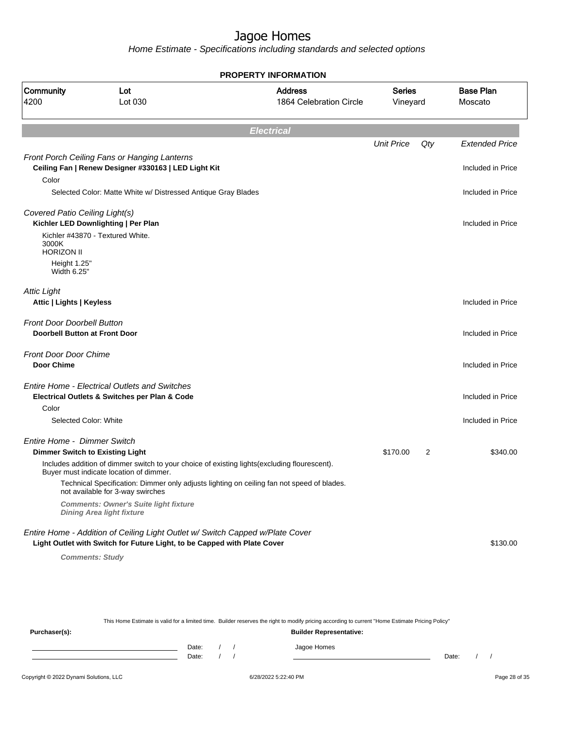# Jagoe Homes

Home Estimate - Specifications including standards and selected options

**PROPERTY INFORMATION**

| Community | Lot | Address | Series | Base Plan |
|---|---|---|---|---|
| 4200 | Lot 030 | 1864 Celebration Circle | Vineyard | Moscato |

## Electrical

| | Unit Price | Qty | Extended Price |
|---|---|---|---|
| *Front Porch Ceiling Fans or Hanging Lanterns* | | | |
| **Ceiling Fan \| Renew Designer #330163 \| LED Light Kit** | | | Included in Price |
| Color | | | |
| Selected Color: Matte White w/ Distressed Antique Gray Blades | | | Included in Price |
| *Covered Patio Ceiling Light(s)* | | | |
| **Kichler LED Downlighting \| Per Plan** | | | Included in Price |
| Kichler #43870 - Textured White.<br>3000K<br>HORIZON II<br>Height 1.25"<br>Width 6.25" | | | |
| *Attic Light* | | | |
| **Attic \| Lights \| Keyless** | | | Included in Price |
| *Front Door Doorbell Button* | | | |
| **Doorbell Button at Front Door** | | | Included in Price |
| *Front Door Door Chime* | | | |
| **Door Chime** | | | Included in Price |
| *Entire Home - Electrical Outlets and Switches* | | | |
| **Electrical Outlets & Switches per Plan & Code** | | | Included in Price |
| Color | | | |
| Selected Color: White | | | Included in Price |
| *Entire Home - Dimmer Switch* | | | |
| **Dimmer Switch to Existing Light** | $170.00 | 2 | $340.00 |
| Includes addition of dimmer switch to your choice of existing lights(excluding flourescent). Buyer must indicate location of dimmer. | | | |
| Technical Specification: Dimmer only adjusts lighting on ceiling fan not speed of blades. not available for 3-way swirches | | | |
| ***Comments: Owner's Suite light fixture<br>Dining Area light fixture*** | | | |
| *Entire Home - Addition of Ceiling Light Outlet w/ Switch Capped w/Plate Cover* | | | |
| **Light Outlet with Switch for Future Light, to be Capped with Plate Cover** | | | $130.00 |
| ***Comments: Study*** | | | |

This Home Estimate is valid for a limited time. Builder reserves the right to modify pricing according to current "Home Estimate Pricing Policy"

**Purchaser(s):** &nbsp;&nbsp;&nbsp; **Builder Representative:**

Date: / / &nbsp;&nbsp; Jagoe Homes

Date: / / &nbsp;&nbsp; Date: / /

Copyright © 2022 Dynami Solutions, LLC &nbsp;&nbsp; 6/28/2022 5:22:40 PM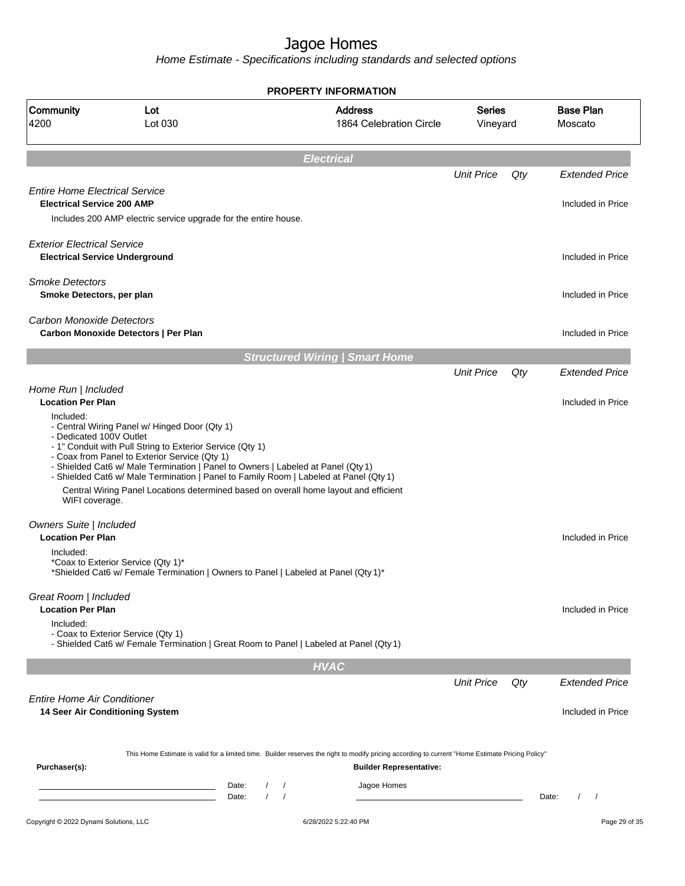# Jagoe Homes

*Home Estimate - Specifications including standards and selected options*

## PROPERTY INFORMATION

| Community | Lot | Address | Series | Base Plan |
|---|---|---|---|---|
| 4200 | Lot 030 | 1864 Celebration Circle | Vineyard | Moscato |

## Electrical

| | Unit Price | Qty | Extended Price |
|---|---|---|---|
| *Entire Home Electrical Service* | | | |
| **Electrical Service 200 AMP** | | | Included in Price |
| Includes 200 AMP electric service upgrade for the entire house. | | | |
| *Exterior Electrical Service* | | | |
| **Electrical Service Underground** | | | Included in Price |
| *Smoke Detectors* | | | |
| **Smoke Detectors, per plan** | | | Included in Price |
| *Carbon Monoxide Detectors* | | | |
| **Carbon Monoxide Detectors \| Per Plan** | | | Included in Price |

## Structured Wiring | Smart Home

| | Unit Price | Qty | Extended Price |
|---|---|---|---|

*Home Run | Included*

**Location Per Plan** — Included in Price

Included:
- Central Wiring Panel w/ Hinged Door (Qty 1)
- Dedicated 100V Outlet
- 1" Conduit with Pull String to Exterior Service (Qty 1)
- Coax from Panel to Exterior Service (Qty 1)
- Shielded Cat6 w/ Male Termination | Panel to Owners | Labeled at Panel (Qty 1)
- Shielded Cat6 w/ Male Termination | Panel to Family Room | Labeled at Panel (Qty 1)

Central Wiring Panel Locations determined based on overall home layout and efficient WIFI coverage.

*Owners Suite | Included*

**Location Per Plan** — Included in Price

Included:
*Coax to Exterior Service (Qty 1)*
*Shielded Cat6 w/ Female Termination | Owners to Panel | Labeled at Panel (Qty 1)*

*Great Room | Included*

**Location Per Plan** — Included in Price

Included:
- Coax to Exterior Service (Qty 1)
- Shielded Cat6 w/ Female Termination | Great Room to Panel | Labeled at Panel (Qty 1)

## HVAC

| | Unit Price | Qty | Extended Price |
|---|---|---|---|
| *Entire Home Air Conditioner* | | | |
| **14 Seer Air Conditioning System** | | | Included in Price |

This Home Estimate is valid for a limited time. Builder reserves the right to modify pricing according to current "Home Estimate Pricing Policy"

**Purchaser(s):** ______________________ Date: / /

______________________ Date: / /

**Builder Representative:** Jagoe Homes

______________________ Date: / /

Copyright © 2022 Dynami Solutions, LLC — 6/28/2022 5:22:40 PM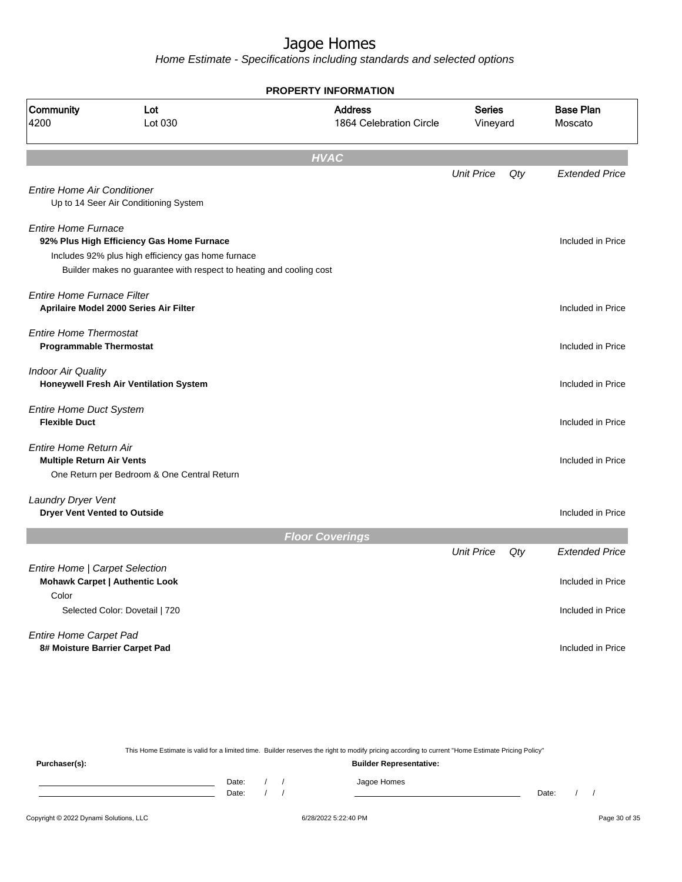# Jagoe Homes

*Home Estimate - Specifications including standards and selected options*

**PROPERTY INFORMATION**

| Community | Lot | Address | Series | Base Plan |
|---|---|---|---|---|
| 4200 | Lot 030 | 1864 Celebration Circle | Vineyard | Moscato |

## HVAC

| | Unit Price | Qty | Extended Price |
|---|---|---|---|
| *Entire Home Air Conditioner* | | | |
| Up to 14 Seer Air Conditioning System | | | |
| *Entire Home Furnace* | | | |
| **92% Plus High Efficiency Gas Home Furnace** | | | Included in Price |
| Includes 92% plus high efficiency gas home furnace | | | |
| Builder makes no guarantee with respect to heating and cooling cost | | | |
| *Entire Home Furnace Filter* | | | |
| **Aprilaire Model 2000 Series Air Filter** | | | Included in Price |
| *Entire Home Thermostat* | | | |
| **Programmable Thermostat** | | | Included in Price |
| *Indoor Air Quality* | | | |
| **Honeywell Fresh Air Ventilation System** | | | Included in Price |
| *Entire Home Duct System* | | | |
| **Flexible Duct** | | | Included in Price |
| *Entire Home Return Air* | | | |
| **Multiple Return Air Vents** | | | Included in Price |
| One Return per Bedroom & One Central Return | | | |
| *Laundry Dryer Vent* | | | |
| **Dryer Vent Vented to Outside** | | | Included in Price |

## Floor Coverings

| | Unit Price | Qty | Extended Price |
|---|---|---|---|
| *Entire Home \| Carpet Selection* | | | |
| **Mohawk Carpet \| Authentic Look** | | | Included in Price |
| Color | | | |
| Selected Color: Dovetail \| 720 | | | Included in Price |
| *Entire Home Carpet Pad* | | | |
| **8# Moisture Barrier Carpet Pad** | | | Included in Price |

This Home Estimate is valid for a limited time. Builder reserves the right to modify pricing according to current "Home Estimate Pricing Policy"

**Purchaser(s):** **Builder Representative:**

Date: / / Jagoe Homes

Date: / / Date: / /

Copyright © 2022 Dynami Solutions, LLC 6/28/2022 5:22:40 PM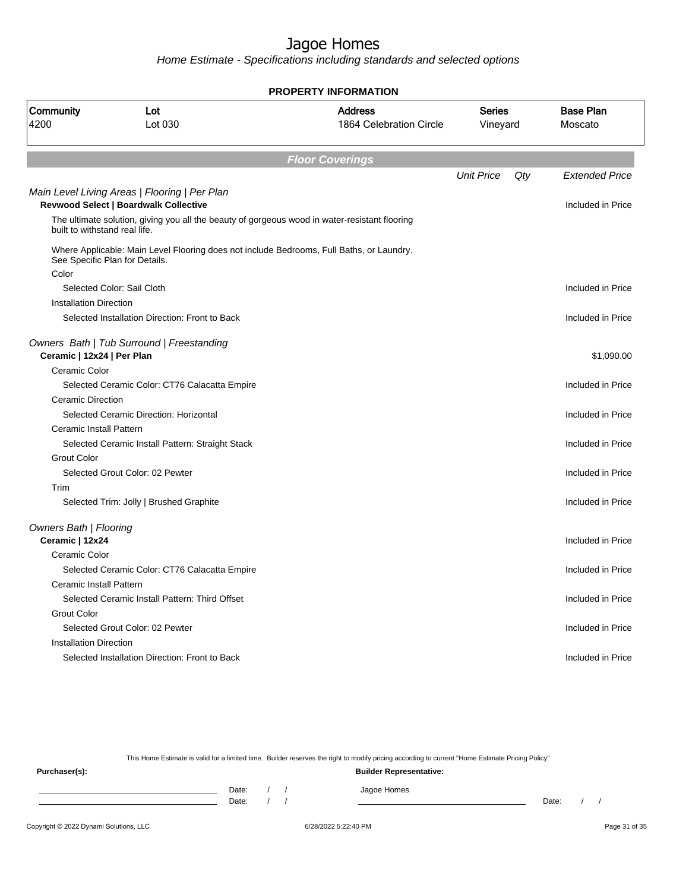# Jagoe Homes

*Home Estimate - Specifications including standards and selected options*

**PROPERTY INFORMATION**

| Community | Lot | Address | Series | Base Plan |
|---|---|---|---|---|
| 4200 | Lot 030 | 1864 Celebration Circle | Vineyard | Moscato |

## *Floor Coverings*

| | Unit Price | Qty | Extended Price |
|---|---|---|---|
| *Main Level Living Areas \| Flooring \| Per Plan* | | | |
| **Revwood Select \| Boardwalk Collective** | | | Included in Price |
| The ultimate solution, giving you all the beauty of gorgeous wood in water-resistant flooring built to withstand real life. | | | |
| Where Applicable: Main Level Flooring does not include Bedrooms, Full Baths, or Laundry. See Specific Plan for Details. | | | |
| Color | | | |
| Selected Color: Sail Cloth | | | Included in Price |
| Installation Direction | | | |
| Selected Installation Direction: Front to Back | | | Included in Price |
| *Owners Bath \| Tub Surround \| Freestanding* | | | |
| **Ceramic \| 12x24 \| Per Plan** | | | $1,090.00 |
| Ceramic Color | | | |
| Selected Ceramic Color: CT76 Calacatta Empire | | | Included in Price |
| Ceramic Direction | | | |
| Selected Ceramic Direction: Horizontal | | | Included in Price |
| Ceramic Install Pattern | | | |
| Selected Ceramic Install Pattern: Straight Stack | | | Included in Price |
| Grout Color | | | |
| Selected Grout Color: 02 Pewter | | | Included in Price |
| Trim | | | |
| Selected Trim: Jolly \| Brushed Graphite | | | Included in Price |
| *Owners Bath \| Flooring* | | | |
| **Ceramic \| 12x24** | | | Included in Price |
| Ceramic Color | | | |
| Selected Ceramic Color: CT76 Calacatta Empire | | | Included in Price |
| Ceramic Install Pattern | | | |
| Selected Ceramic Install Pattern: Third Offset | | | Included in Price |
| Grout Color | | | |
| Selected Grout Color: 02 Pewter | | | Included in Price |
| Installation Direction | | | |
| Selected Installation Direction: Front to Back | | | Included in Price |

This Home Estimate is valid for a limited time. Builder reserves the right to modify pricing according to current "Home Estimate Pricing Policy"

**Purchaser(s):**

Date: / /

Date: / /

**Builder Representative:**

Jagoe Homes

Date: / /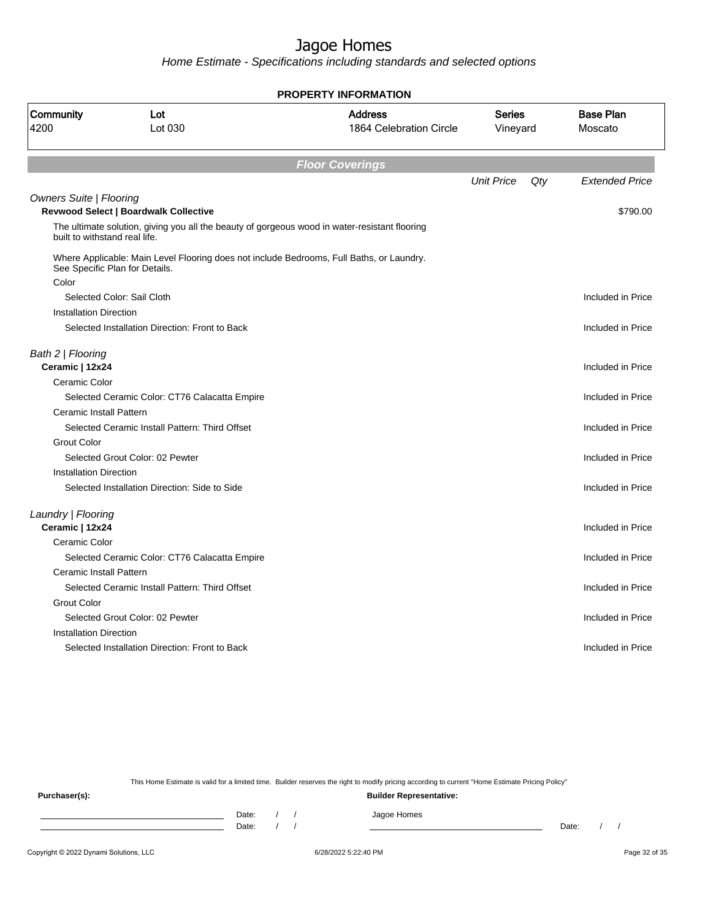# Jagoe Homes

*Home Estimate - Specifications including standards and selected options*

**PROPERTY INFORMATION**

| Community | Lot | Address | Series | Base Plan |
|---|---|---|---|---|
| 4200 | Lot 030 | 1864 Celebration Circle | Vineyard | Moscato |

## *Floor Coverings*

| | Unit Price | Qty | Extended Price |
|---|---|---|---|
| *Owners Suite \| Flooring* | | | |
| **Revwood Select \| Boardwalk Collective** | | | $790.00 |
| The ultimate solution, giving you all the beauty of gorgeous wood in water-resistant flooring built to withstand real life. | | | |
| Where Applicable: Main Level Flooring does not include Bedrooms, Full Baths, or Laundry. See Specific Plan for Details. | | | |
| Color | | | |
| Selected Color: Sail Cloth | | | Included in Price |
| Installation Direction | | | |
| Selected Installation Direction: Front to Back | | | Included in Price |
| *Bath 2 \| Flooring* | | | |
| **Ceramic \| 12x24** | | | Included in Price |
| Ceramic Color | | | |
| Selected Ceramic Color: CT76 Calacatta Empire | | | Included in Price |
| Ceramic Install Pattern | | | |
| Selected Ceramic Install Pattern: Third Offset | | | Included in Price |
| Grout Color | | | |
| Selected Grout Color: 02 Pewter | | | Included in Price |
| Installation Direction | | | |
| Selected Installation Direction: Side to Side | | | Included in Price |
| *Laundry \| Flooring* | | | |
| **Ceramic \| 12x24** | | | Included in Price |
| Ceramic Color | | | |
| Selected Ceramic Color: CT76 Calacatta Empire | | | Included in Price |
| Ceramic Install Pattern | | | |
| Selected Ceramic Install Pattern: Third Offset | | | Included in Price |
| Grout Color | | | |
| Selected Grout Color: 02 Pewter | | | Included in Price |
| Installation Direction | | | |
| Selected Installation Direction: Front to Back | | | Included in Price |

This Home Estimate is valid for a limited time. Builder reserves the right to modify pricing according to current "Home Estimate Pricing Policy"

**Purchaser(s):**

Date: / /

Date: / /

**Builder Representative:**

Jagoe Homes

Date: / /

Copyright © 2022 Dynami Solutions, LLC 6/28/2022 5:22:40 PM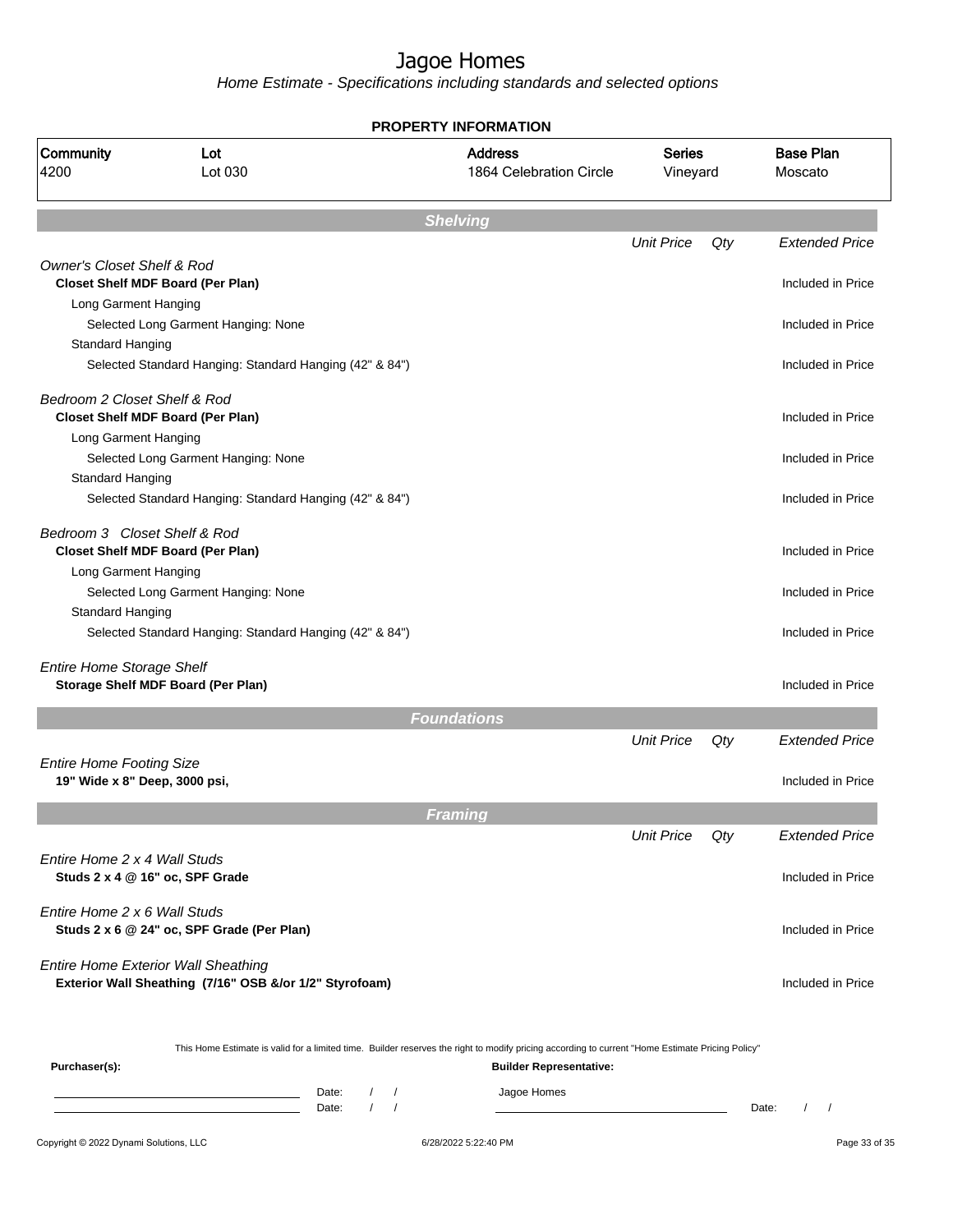# Jagoe Homes

*Home Estimate - Specifications including standards and selected options*

**PROPERTY INFORMATION**

| Community | Lot | Address | Series | Base Plan |
|---|---|---|---|---|
| 4200 | Lot 030 | 1864 Celebration Circle | Vineyard | Moscato |

## Shelving

| | Unit Price | Qty | Extended Price |
|---|---|---|---|
| *Owner's Closet Shelf & Rod* | | | |
| **Closet Shelf MDF Board (Per Plan)** | | | Included in Price |
| Long Garment Hanging | | | |
| Selected Long Garment Hanging: None | | | Included in Price |
| Standard Hanging | | | |
| Selected Standard Hanging: Standard Hanging (42" & 84") | | | Included in Price |
| *Bedroom 2 Closet Shelf & Rod* | | | |
| **Closet Shelf MDF Board (Per Plan)** | | | Included in Price |
| Long Garment Hanging | | | |
| Selected Long Garment Hanging: None | | | Included in Price |
| Standard Hanging | | | |
| Selected Standard Hanging: Standard Hanging (42" & 84") | | | Included in Price |
| *Bedroom 3 Closet Shelf & Rod* | | | |
| **Closet Shelf MDF Board (Per Plan)** | | | Included in Price |
| Long Garment Hanging | | | |
| Selected Long Garment Hanging: None | | | Included in Price |
| Standard Hanging | | | |
| Selected Standard Hanging: Standard Hanging (42" & 84") | | | Included in Price |
| *Entire Home Storage Shelf* | | | |
| **Storage Shelf MDF Board (Per Plan)** | | | Included in Price |

## Foundations

| | Unit Price | Qty | Extended Price |
|---|---|---|---|
| *Entire Home Footing Size* | | | |
| **19" Wide x 8" Deep, 3000 psi,** | | | Included in Price |

## Framing

| | Unit Price | Qty | Extended Price |
|---|---|---|---|
| *Entire Home 2 x 4 Wall Studs* | | | |
| **Studs 2 x 4 @ 16" oc, SPF Grade** | | | Included in Price |
| *Entire Home 2 x 6 Wall Studs* | | | |
| **Studs 2 x 6 @ 24" oc, SPF Grade (Per Plan)** | | | Included in Price |
| *Entire Home Exterior Wall Sheathing* | | | |
| **Exterior Wall Sheathing (7/16" OSB &/or 1/2" Styrofoam)** | | | Included in Price |

This Home Estimate is valid for a limited time. Builder reserves the right to modify pricing according to current "Home Estimate Pricing Policy"

**Purchaser(s):**

\_\_\_\_\_\_\_\_\_\_\_\_\_\_\_\_\_\_\_\_ Date: / /

\_\_\_\_\_\_\_\_\_\_\_\_\_\_\_\_\_\_\_\_ Date: / /

**Builder Representative:**

Jagoe Homes

\_\_\_\_\_\_\_\_\_\_\_\_\_\_\_\_\_\_\_\_ Date: / /

Copyright © 2022 Dynami Solutions, LLC — 6/28/2022 5:22:40 PM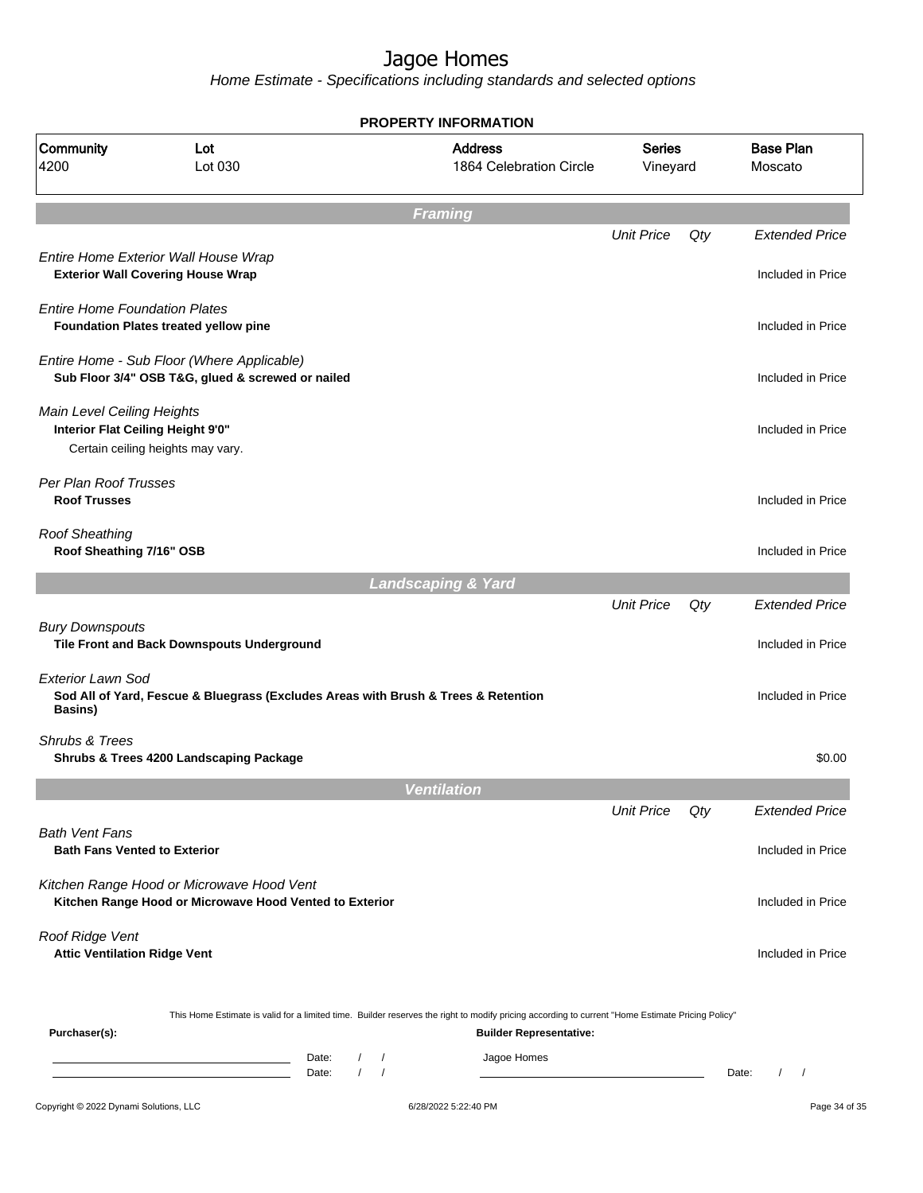# Jagoe Homes

*Home Estimate - Specifications including standards and selected options*

**PROPERTY INFORMATION**

| Community | Lot | Address | Series | Base Plan |
|---|---|---|---|---|
| 4200 | Lot 030 | 1864 Celebration Circle | Vineyard | Moscato |

## Framing

| | Unit Price | Qty | Extended Price |
|---|---|---|---|
| *Entire Home Exterior Wall House Wrap*<br>**Exterior Wall Covering House Wrap** | | | Included in Price |
| *Entire Home Foundation Plates*<br>**Foundation Plates treated yellow pine** | | | Included in Price |
| *Entire Home - Sub Floor (Where Applicable)*<br>**Sub Floor 3/4" OSB T&G, glued & screwed or nailed** | | | Included in Price |
| *Main Level Ceiling Heights*<br>**Interior Flat Ceiling Height 9'0"**<br>Certain ceiling heights may vary. | | | Included in Price |
| *Per Plan Roof Trusses*<br>**Roof Trusses** | | | Included in Price |
| *Roof Sheathing*<br>**Roof Sheathing 7/16" OSB** | | | Included in Price |

## Landscaping & Yard

| | Unit Price | Qty | Extended Price |
|---|---|---|---|
| *Bury Downspouts*<br>**Tile Front and Back Downspouts Underground** | | | Included in Price |
| *Exterior Lawn Sod*<br>**Sod All of Yard, Fescue & Bluegrass (Excludes Areas with Brush & Trees & Retention Basins)** | | | Included in Price |
| *Shrubs & Trees*<br>**Shrubs & Trees 4200 Landscaping Package** | | | $0.00 |

## Ventilation

| | Unit Price | Qty | Extended Price |
|---|---|---|---|
| *Bath Vent Fans*<br>**Bath Fans Vented to Exterior** | | | Included in Price |
| *Kitchen Range Hood or Microwave Hood Vent*<br>**Kitchen Range Hood or Microwave Hood Vented to Exterior** | | | Included in Price |
| *Roof Ridge Vent*<br>**Attic Ventilation Ridge Vent** | | | Included in Price |

This Home Estimate is valid for a limited time. Builder reserves the right to modify pricing according to current "Home Estimate Pricing Policy"

**Purchaser(s):**

Date: / /

Date: / /

**Builder Representative:**

Jagoe Homes

Date: / /

Copyright © 2022 Dynami Solutions, LLC — 6/28/2022 5:22:40 PM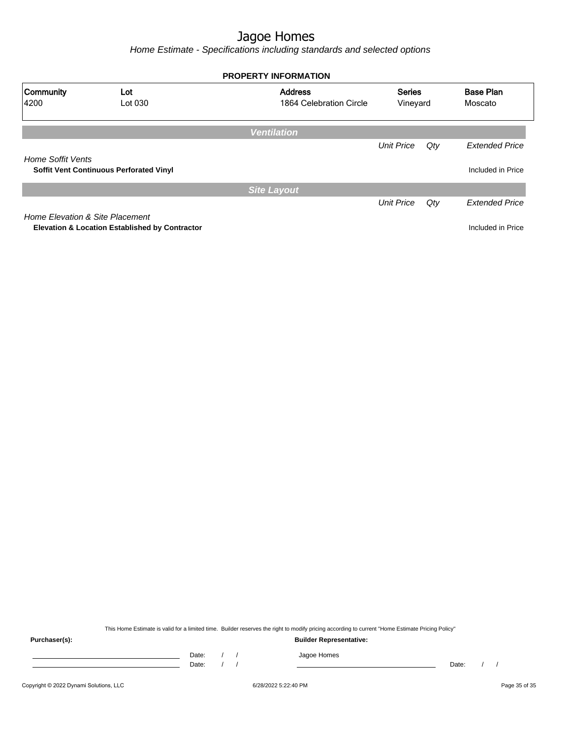# Jagoe Homes

*Home Estimate - Specifications including standards and selected options*

**PROPERTY INFORMATION**

| Community | Lot | Address | Series | Base Plan |
|---|---|---|---|---|
| 4200 | Lot 030 | 1864 Celebration Circle | Vineyard | Moscato |

## Ventilation

| | Unit Price | Qty | Extended Price |
|---|---|---|---|
| *Home Soffit Vents* | | | |
| **Soffit Vent Continuous Perforated Vinyl** | | | Included in Price |

## Site Layout

| | Unit Price | Qty | Extended Price |
|---|---|---|---|
| *Home Elevation & Site Placement* | | | |
| **Elevation & Location Established by Contractor** | | | Included in Price |

This Home Estimate is valid for a limited time. Builder reserves the right to modify pricing according to current "Home Estimate Pricing Policy"

**Purchaser(s):**

Date: / /

Date: / /

**Builder Representative:**

Jagoe Homes

Date: / /

Copyright © 2022 Dynami Solutions, LLC

6/28/2022 5:22:40 PM